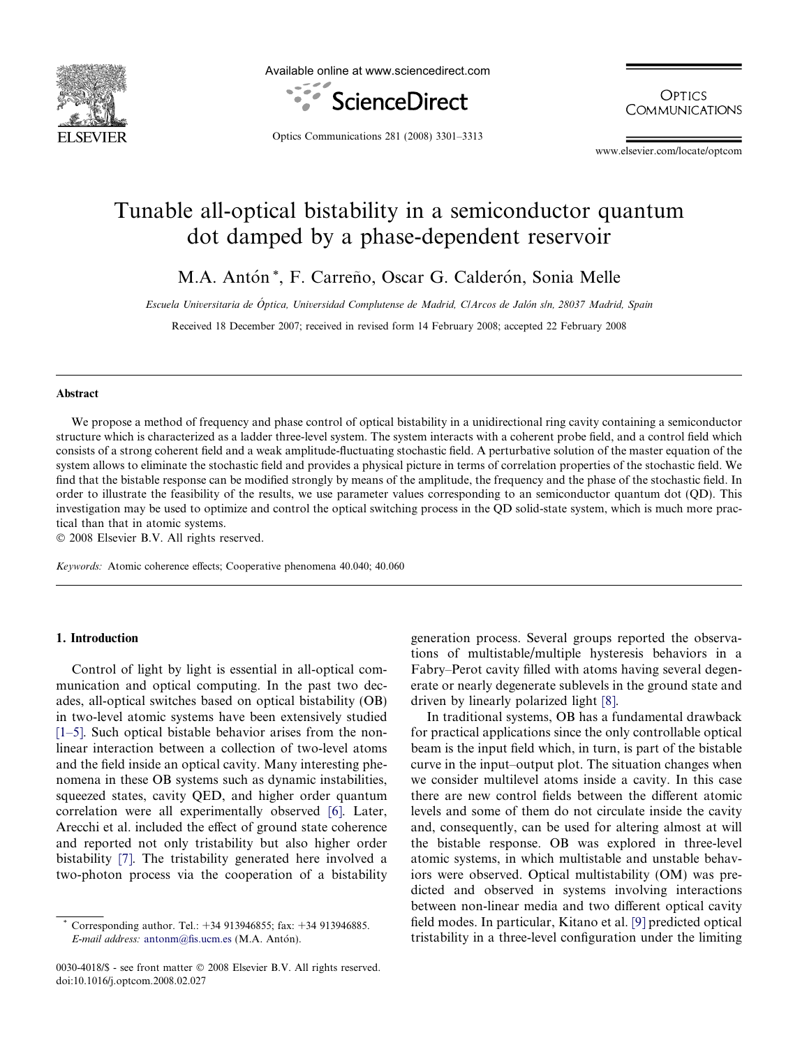# Tunable all-optical bistability in a semiconductor quantum dot damped by a phase-dependent reservoir

M.A. Antón *, F. Carreño, Oscar G. Calderón, Sonia Melle

*Escuela Universitaria de Óptica, Universidad Complutense de Madrid, C/Arcos de Jalón s/n, 28037 Madrid, Spain*

Received 18 December 2007; received in revised form 14 February 2008; accepted 22 February 2008

## Abstract

We propose a method of frequency and phase control of optical bistability in a unidirectional ring cavity containing a semiconductor structure which is characterized as a ladder three-level system. The system interacts with a coherent probe field, and a control field which consists of a strong coherent field and a weak amplitude-fluctuating stochastic field. A perturbative solution of the master equation of the system allows to eliminate the stochastic field and provides a physical picture in terms of correlation properties of the stochastic field. We find that the bistable response can be modified strongly by means of the amplitude, the frequency and the phase of the stochastic field. In order to illustrate the feasibility of the results, we use parameter values corresponding to an semiconductor quantum dot (QD). This investigation may be used to optimize and control the optical switching process in the QD solid-state system, which is much more practical than that in atomic systems.

© 2008 Elsevier B.V. All rights reserved.

*Keywords:* Atomic coherence effects; Cooperative phenomena 40.040; 40.060

## 1. Introduction

Control of light by light is essential in all-optical communication and optical computing. In the past two decades, all-optical switches based on optical bistability (OB) in two-level atomic systems have been extensively studied [1–5]. Such optical bistable behavior arises from the non-linear interaction between a collection of two-level atoms and the field inside an optical cavity. Many interesting phenomena in these OB systems such as dynamic instabilities, squeezed states, cavity QED, and higher order quantum correlation were all experimentally observed [6]. Later, Arecchi et al. included the effect of ground state coherence and reported not only tristability but also higher order bistability [7]. The tristability generated here involved a two-photon process via the cooperation of a bistability generation process. Several groups reported the observations of multistable/multiple hysteresis behaviors in a Fabry–Perot cavity filled with atoms having several degenerate or nearly degenerate sublevels in the ground state and driven by linearly polarized light [8].

In traditional systems, OB has a fundamental drawback for practical applications since the only controllable optical beam is the input field which, in turn, is part of the bistable curve in the input–output plot. The situation changes when we consider multilevel atoms inside a cavity. In this case there are new control fields between the different atomic levels and some of them do not circulate inside the cavity and, consequently, can be used for altering almost at will the bistable response. OB was explored in three-level atomic systems, in which multistable and unstable behaviors were observed. Optical multistability (OM) was predicted and observed in systems involving interactions between non-linear media and two different optical cavity field modes. In particular, Kitano et al. [9] predicted optical tristability in a three-level configuration under the limiting

* Corresponding author. Tel.: +34 913946855; fax: +34 913946885. *E-mail address:* antonm@fis.ucm.es (M.A. Antón).

0030-4018/$ - see front matter © 2008 Elsevier B.V. All rights reserved.
doi:10.1016/j.optcom.2008.02.027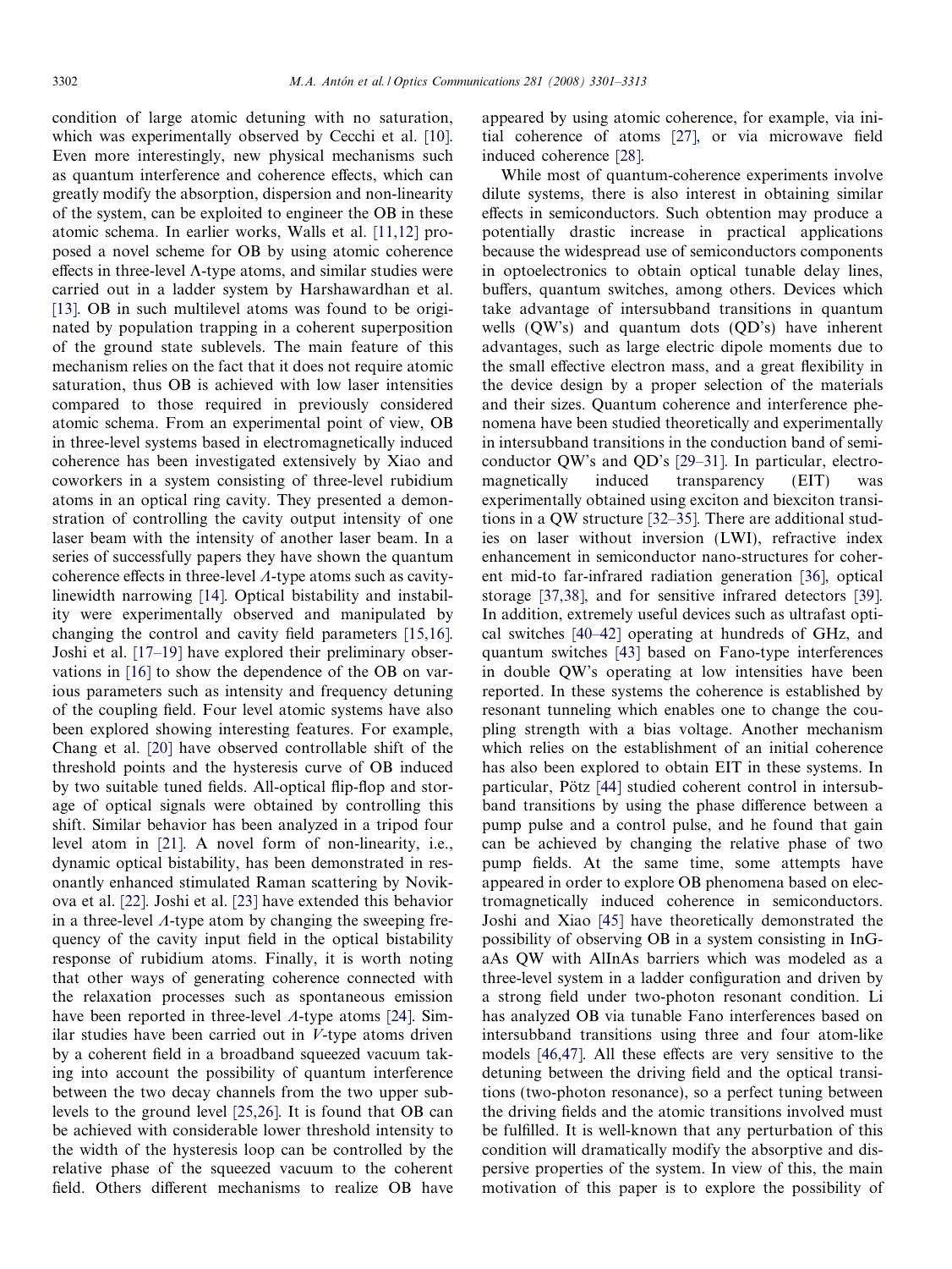condition of large atomic detuning with no saturation, which was experimentally observed by Cecchi et al. [10]. Even more interestingly, new physical mechanisms such as quantum interference and coherence effects, which can greatly modify the absorption, dispersion and non-linearity of the system, can be exploited to engineer the OB in these atomic schema. In earlier works, Walls et al. [11,12] proposed a novel scheme for OB by using atomic coherence effects in three-level Λ-type atoms, and similar studies were carried out in a ladder system by Harshawardhan et al. [13]. OB in such multilevel atoms was found to be originated by population trapping in a coherent superposition of the ground state sublevels. The main feature of this mechanism relies on the fact that it does not require atomic saturation, thus OB is achieved with low laser intensities compared to those required in previously considered atomic schema. From an experimental point of view, OB in three-level systems based in electromagnetically induced coherence has been investigated extensively by Xiao and coworkers in a system consisting of three-level rubidium atoms in an optical ring cavity. They presented a demonstration of controlling the cavity output intensity of one laser beam with the intensity of another laser beam. In a series of successfully papers they have shown the quantum coherence effects in three-level $\Lambda$-type atoms such as cavity-linewidth narrowing [14]. Optical bistability and instability were experimentally observed and manipulated by changing the control and cavity field parameters [15,16]. Joshi et al. [17–19] have explored their preliminary observations in [16] to show the dependence of the OB on various parameters such as intensity and frequency detuning of the coupling field. Four level atomic systems have also been explored showing interesting features. For example, Chang et al. [20] have observed controllable shift of the threshold points and the hysteresis curve of OB induced by two suitable tuned fields. All-optical flip-flop and storage of optical signals were obtained by controlling this shift. Similar behavior has been analyzed in a tripod four level atom in [21]. A novel form of non-linearity, i.e., dynamic optical bistability, has been demonstrated in resonantly enhanced stimulated Raman scattering by Novikova et al. [22]. Joshi et al. [23] have extended this behavior in a three-level $\Lambda$-type atom by changing the sweeping frequency of the cavity input field in the optical bistability response of rubidium atoms. Finally, it is worth noting that other ways of generating coherence connected with the relaxation processes such as spontaneous emission have been reported in three-level $\Lambda$-type atoms [24]. Similar studies have been carried out in $V$-type atoms driven by a coherent field in a broadband squeezed vacuum taking into account the possibility of quantum interference between the two decay channels from the two upper sublevels to the ground level [25,26]. It is found that OB can be achieved with considerable lower threshold intensity to the width of the hysteresis loop can be controlled by the relative phase of the squeezed vacuum to the coherent field. Others different mechanisms to realize OB have appeared by using atomic coherence, for example, via initial coherence of atoms [27], or via microwave field induced coherence [28].

While most of quantum-coherence experiments involve dilute systems, there is also interest in obtaining similar effects in semiconductors. Such obtention may produce a potentially drastic increase in practical applications because the widespread use of semiconductors components in optoelectronics to obtain optical tunable delay lines, buffers, quantum switches, among others. Devices which take advantage of intersubband transitions in quantum wells (QW's) and quantum dots (QD's) have inherent advantages, such as large electric dipole moments due to the small effective electron mass, and a great flexibility in the device design by a proper selection of the materials and their sizes. Quantum coherence and interference phenomena have been studied theoretically and experimentally in intersubband transitions in the conduction band of semiconductor QW's and QD's [29–31]. In particular, electromagnetically induced transparency (EIT) was experimentally obtained using exciton and biexciton transitions in a QW structure [32–35]. There are additional studies on laser without inversion (LWI), refractive index enhancement in semiconductor nano-structures for coherent mid-to far-infrared radiation generation [36], optical storage [37,38], and for sensitive infrared detectors [39]. In addition, extremely useful devices such as ultrafast optical switches [40–42] operating at hundreds of GHz, and quantum switches [43] based on Fano-type interferences in double QW's operating at low intensities have been reported. In these systems the coherence is established by resonant tunneling which enables one to change the coupling strength with a bias voltage. Another mechanism which relies on the establishment of an initial coherence has also been explored to obtain EIT in these systems. In particular, Pötz [44] studied coherent control in intersubband transitions by using the phase difference between a pump pulse and a control pulse, and he found that gain can be achieved by changing the relative phase of two pump fields. At the same time, some attempts have appeared in order to explore OB phenomena based on electromagnetically induced coherence in semiconductors. Joshi and Xiao [45] have theoretically demonstrated the possibility of observing OB in a system consisting in InGaAs QW with AlInAs barriers which was modeled as a three-level system in a ladder configuration and driven by a strong field under two-photon resonant condition. Li has analyzed OB via tunable Fano interferences based on intersubband transitions using three and four atom-like models [46,47]. All these effects are very sensitive to the detuning between the driving field and the optical transitions (two-photon resonance), so a perfect tuning between the driving fields and the atomic transitions involved must be fulfilled. It is well-known that any perturbation of this condition will dramatically modify the absorptive and dispersive properties of the system. In view of this, the main motivation of this paper is to explore the possibility of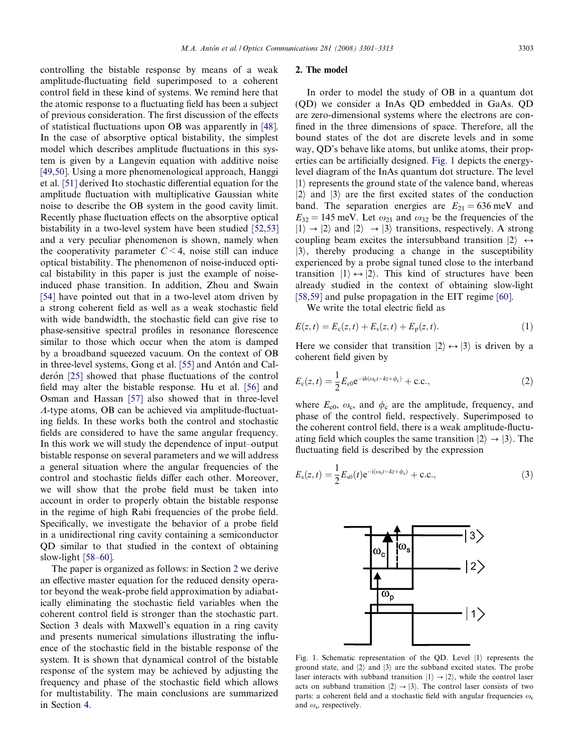controlling the bistable response by means of a weak amplitude-fluctuating field superimposed to a coherent control field in these kind of systems. We remind here that the atomic response to a fluctuating field has been a subject of previous consideration. The first discussion of the effects of statistical fluctuations upon OB was apparently in [48]. In the case of absorptive optical bistability, the simplest model which describes amplitude fluctuations in this system is given by a Langevin equation with additive noise [49,50]. Using a more phenomenological approach, Hanggi et al. [51] derived Ito stochastic differential equation for the amplitude fluctuation with multiplicative Gaussian white noise to describe the OB system in the good cavity limit. Recently phase fluctuation effects on the absorptive optical bistability in a two-level system have been studied [52,53] and a very peculiar phenomenon is shown, namely when the cooperativity parameter $C < 4$, noise still can induce optical bistability. The phenomenon of noise-induced optical bistability in this paper is just the example of noise-induced phase transition. In addition, Zhou and Swain [54] have pointed out that in a two-level atom driven by a strong coherent field as well as a weak stochastic field with wide bandwidth, the stochastic field can give rise to phase-sensitive spectral profiles in resonance florescence similar to those which occur when the atom is damped by a broadband squeezed vacuum. On the context of OB in three-level systems, Gong et al. [55] and Antón and Calderón [25] showed that phase fluctuations of the control field may alter the bistable response. Hu et al. [56] and Osman and Hassan [57] also showed that in three-level $\Lambda$-type atoms, OB can be achieved via amplitude-fluctuating fields. In these works both the control and stochastic fields are considered to have the same angular frequency. In this work we will study the dependence of input–output bistable response on several parameters and we will address a general situation where the angular frequencies of the control and stochastic fields differ each other. Moreover, we will show that the probe field must be taken into account in order to properly obtain the bistable response in the regime of high Rabi frequencies of the probe field. Specifically, we investigate the behavior of a probe field in a unidirectional ring cavity containing a semiconductor QD similar to that studied in the context of obtaining slow-light [58–60].

The paper is organized as follows: in Section 2 we derive an effective master equation for the reduced density operator beyond the weak-probe field approximation by adiabatically eliminating the stochastic field variables when the coherent control field is stronger than the stochastic part. Section 3 deals with Maxwell's equation in a ring cavity and presents numerical simulations illustrating the influence of the stochastic field in the bistable response of the system. It is shown that dynamical control of the bistable response of the system may be achieved by adjusting the frequency and phase of the stochastic field which allows for multistability. The main conclusions are summarized in Section 4.

## 2. The model

In order to model the study of OB in a quantum dot (QD) we consider a InAs QD embedded in GaAs. QD are zero-dimensional systems where the electrons are confined in the three dimensions of space. Therefore, all the bound states of the dot are discrete levels and in some way, QD's behave like atoms, but unlike atoms, their properties can be artificially designed. Fig. 1 depicts the energy-level diagram of the InAs quantum dot structure. The level $|1\rangle$ represents the ground state of the valence band, whereas $|2\rangle$ and $|3\rangle$ are the first excited states of the conduction band. The separation energies are $E_{21} = 636$ meV and $E_{32} = 145$ meV. Let $\omega_{21}$ and $\omega_{32}$ be the frequencies of the $|1\rangle \to |2\rangle$ and $|2\rangle \to |3\rangle$ transitions, respectively. A strong coupling beam excites the intersubband transition $|2\rangle \leftrightarrow |3\rangle$, thereby producing a change in the susceptibility experienced by a probe signal tuned close to the interband transition $|1\rangle \leftrightarrow |2\rangle$. This kind of structures have been already studied in the context of obtaining slow-light [58,59] and pulse propagation in the EIT regime [60].

We write the total electric field as

$$E(z,t) = E_c(z,t) + E_s(z,t) + E_p(z,t). \tag{1}$$

Here we consider that transition $|2\rangle \leftrightarrow |3\rangle$ is driven by a coherent field given by

$$E_c(z,t) = \frac{1}{2}E_{c0}e^{-ih(\omega_c t - kz + \phi_c)} + \text{c.c.}, \tag{2}$$

where $E_{c0}$, $\omega_c$, and $\phi_c$ are the amplitude, frequency, and phase of the control field, respectively. Superimposed to the coherent control field, there is a weak amplitude-fluctuating field which couples the same transition $|2\rangle \to |3\rangle$. The fluctuating field is described by the expression

$$E_s(z,t) = \frac{1}{2}E_{s0}(t)e^{-i(\omega_s t - kz + \phi_s)} + \text{c.c.}, \tag{3}$$

Fig. 1. Schematic representation of the QD. Level $|1\rangle$ represents the ground state, and $|2\rangle$ and $|3\rangle$ are the subband excited states. The probe laser interacts with subband transition $|1\rangle \to |2\rangle$, while the control laser acts on subband transition $|2\rangle \to |3\rangle$. The control laser consists of two parts: a coherent field and a stochastic field with angular frequencies $\omega_c$ and $\omega_s$, respectively.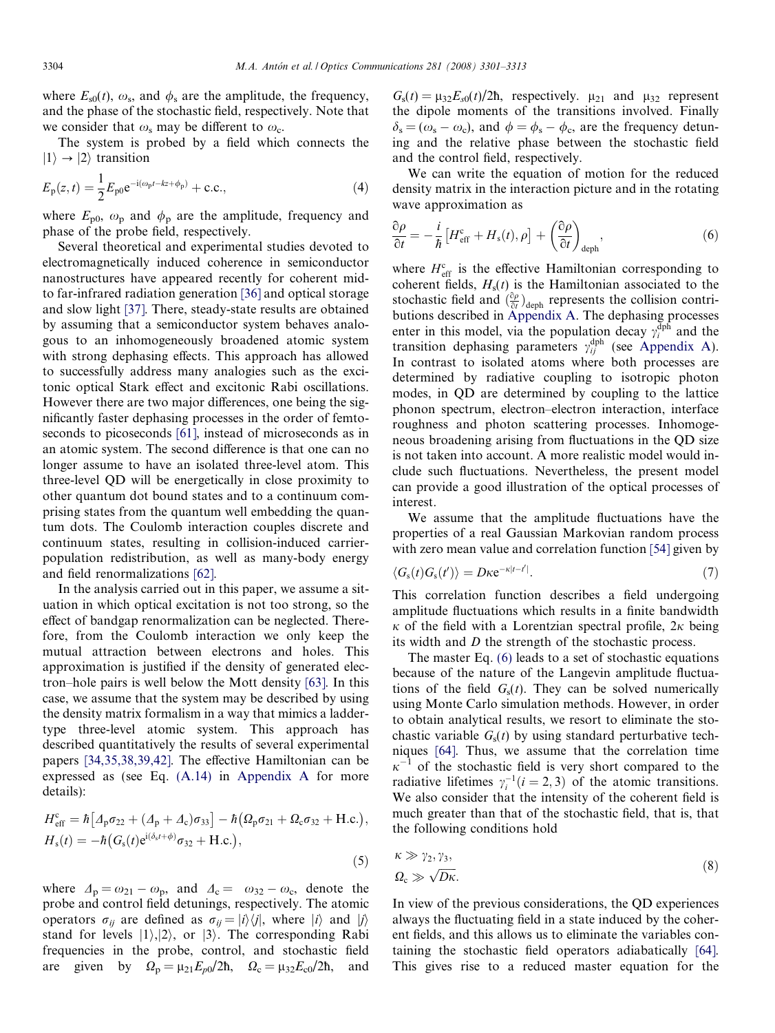where $E_{s0}(t)$, $\omega_s$, and $\phi_s$ are the amplitude, the frequency, and the phase of the stochastic field, respectively. Note that we consider that $\omega_s$ may be different to $\omega_c$.

The system is probed by a field which connects the $|1\rangle \rightarrow |2\rangle$ transition

$$E_p(z,t) = \frac{1}{2}E_{p0}e^{-i(\omega_p t - kz + \phi_p)} + \text{c.c.}, \tag{4}$$

where $E_{p0}$, $\omega_p$ and $\phi_p$ are the amplitude, frequency and phase of the probe field, respectively.

Several theoretical and experimental studies devoted to electromagnetically induced coherence in semiconductor nanostructures have appeared recently for coherent mid-to far-infrared radiation generation [36] and optical storage and slow light [37]. There, steady-state results are obtained by assuming that a semiconductor system behaves analogous to an inhomogeneously broadened atomic system with strong dephasing effects. This approach has allowed to successfully address many analogies such as the excitonic optical Stark effect and excitonic Rabi oscillations. However there are two major differences, one being the significantly faster dephasing processes in the order of femtoseconds to picoseconds [61], instead of microseconds as in an atomic system. The second difference is that one can no longer assume to have an isolated three-level atom. This three-level QD will be energetically in close proximity to other quantum dot bound states and to a continuum comprising states from the quantum well embedding the quantum dots. The Coulomb interaction couples discrete and continuum states, resulting in collision-induced carrier-population redistribution, as well as many-body energy and field renormalizations [62].

In the analysis carried out in this paper, we assume a situation in which optical excitation is not too strong, so the effect of bandgap renormalization can be neglected. Therefore, from the Coulomb interaction we only keep the mutual attraction between electrons and holes. This approximation is justified if the density of generated electron–hole pairs is well below the Mott density [63]. In this case, we assume that the system may be described by using the density matrix formalism in a way that mimics a ladder-type three-level atomic system. This approach has described quantitatively the results of several experimental papers [34,35,38,39,42]. The effective Hamiltonian can be expressed as (see Eq. (A.14) in Appendix A for more details):

$$\begin{aligned}
H_{\text{eff}}^{c} &= \hbar\left[\Delta_p\sigma_{22} + (\Delta_p + \Delta_c)\sigma_{33}\right] - \hbar\left(\Omega_p\sigma_{21} + \Omega_c\sigma_{32} + \text{H.c.}\right),\\
H_s(t) &= -\hbar\left(G_s(t)e^{i(\delta_s t + \phi)}\sigma_{32} + \text{H.c.}\right),
\end{aligned} \tag{5}$$

where $\Delta_p = \omega_{21} - \omega_p$, and $\Delta_c = \omega_{32} - \omega_c$, denote the probe and control field detunings, respectively. The atomic operators $\sigma_{ij}$ are defined as $\sigma_{ij} = |i\rangle\langle j|$, where $|i\rangle$ and $|j\rangle$ stand for levels $|1\rangle$,$|2\rangle$, or $|3\rangle$. The corresponding Rabi frequencies in the probe, control, and stochastic field are given by $\Omega_p = \mu_{21}E_{p0}/2\hbar$, $\Omega_c = \mu_{32}E_{c0}/2\hbar$, and $G_s(t) = \mu_{32}E_{s0}(t)/2\hbar$, respectively. $\mu_{21}$ and $\mu_{32}$ represent the dipole moments of the transitions involved. Finally $\delta_s = (\omega_s - \omega_c)$, and $\phi = \phi_s - \phi_c$, are the frequency detuning and the relative phase between the stochastic field and the control field, respectively.

We can write the equation of motion for the reduced density matrix in the interaction picture and in the rotating wave approximation as

$$\frac{\partial\rho}{\partial t} = -\frac{i}{\hbar}\left[H_{\text{eff}}^{c} + H_s(t), \rho\right] + \left(\frac{\partial\rho}{\partial t}\right)_{\text{deph}}, \tag{6}$$

where $H_{\text{eff}}^{c}$ is the effective Hamiltonian corresponding to coherent fields, $H_s(t)$ is the Hamiltonian associated to the stochastic field and $(\frac{\partial\rho}{\partial t})_{\text{deph}}$ represents the collision contributions described in Appendix A. The dephasing processes enter in this model, via the population decay $\gamma_i^{\text{dph}}$ and the transition dephasing parameters $\gamma_{ij}^{\text{dph}}$ (see Appendix A). In contrast to isolated atoms where both processes are determined by radiative coupling to isotropic photon modes, in QD are determined by coupling to the lattice phonon spectrum, electron–electron interaction, interface roughness and photon scattering processes. Inhomogeneous broadening arising from fluctuations in the QD size is not taken into account. A more realistic model would include such fluctuations. Nevertheless, the present model can provide a good illustration of the optical processes of interest.

We assume that the amplitude fluctuations have the properties of a real Gaussian Markovian random process with zero mean value and correlation function [54] given by

$$\langle G_s(t)G_s(t')\rangle = D\kappa e^{-\kappa|t-t'|}. \tag{7}$$

This correlation function describes a field undergoing amplitude fluctuations which results in a finite bandwidth $\kappa$ of the field with a Lorentzian spectral profile, $2\kappa$ being its width and $D$ the strength of the stochastic process.

The master Eq. (6) leads to a set of stochastic equations because of the nature of the Langevin amplitude fluctuations of the field $G_s(t)$. They can be solved numerically using Monte Carlo simulation methods. However, in order to obtain analytical results, we resort to eliminate the stochastic variable $G_s(t)$ by using standard perturbative techniques [64]. Thus, we assume that the correlation time $\kappa^{-1}$ of the stochastic field is very short compared to the radiative lifetimes $\gamma_i^{-1}(i = 2, 3)$ of the atomic transitions. We also consider that the intensity of the coherent field is much greater than that of the stochastic field, that is, that the following conditions hold

$$\begin{aligned}
&\kappa \gg \gamma_2, \gamma_3,\\
&\Omega_c \gg \sqrt{D\kappa}.
\end{aligned} \tag{8}$$

In view of the previous considerations, the QD experiences always the fluctuating field in a state induced by the coherent fields, and this allows us to eliminate the variables containing the stochastic field operators adiabatically [64]. This gives rise to a reduced master equation for the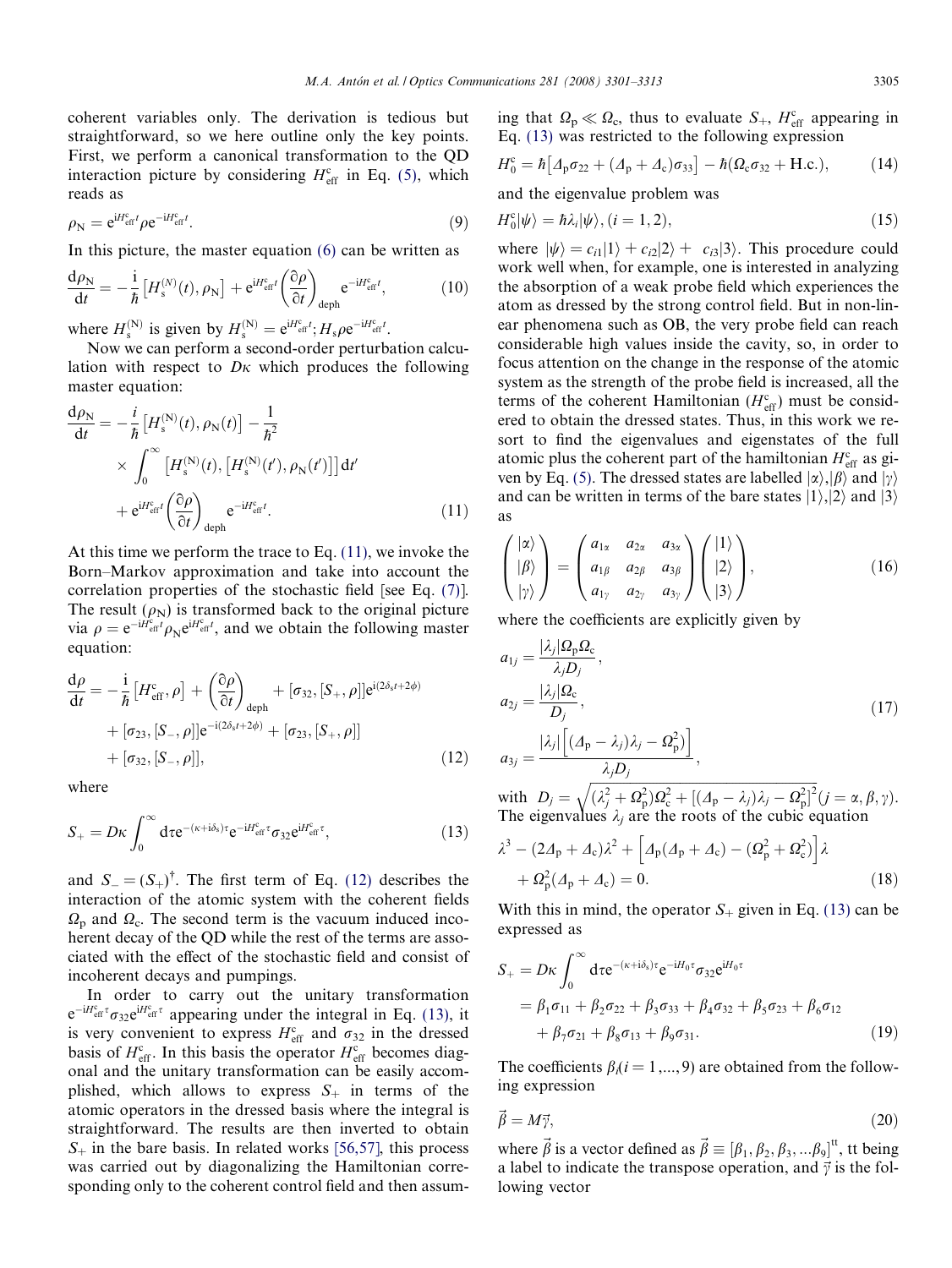coherent variables only. The derivation is tedious but straightforward, so we here outline only the key points. First, we perform a canonical transformation to the QD interaction picture by considering $H_{\text{eff}}^{\text{c}}$ in Eq. (5), which reads as

$$\rho_{\text{N}} = \mathrm{e}^{\mathrm{i}H_{\text{eff}}^{\text{c}}t}\rho\,\mathrm{e}^{-\mathrm{i}H_{\text{eff}}^{\text{c}}t}. \tag{9}$$

In this picture, the master equation (6) can be written as

$$\frac{\mathrm{d}\rho_{\text{N}}}{\mathrm{d}t} = -\frac{\mathrm{i}}{\hbar}\left[H_{\text{s}}^{(N)}(t), \rho_{\text{N}}\right] + \mathrm{e}^{\mathrm{i}H_{\text{eff}}^{\text{c}}t}\left(\frac{\partial\rho}{\partial t}\right)_{\text{deph}}\mathrm{e}^{-\mathrm{i}H_{\text{eff}}^{\text{c}}t}, \tag{10}$$

where $H_{\text{s}}^{(\text{N})}$ is given by $H_{\text{s}}^{(\text{N})} = \mathrm{e}^{\mathrm{i}H_{\text{eff}}^{\text{c}}t}; H_{\text{s}}\rho\,\mathrm{e}^{-\mathrm{i}H_{\text{eff}}^{\text{c}}t}$.

Now we can perform a second-order perturbation calculation with respect to $D\kappa$ which produces the following master equation:

$$\begin{aligned}\frac{\mathrm{d}\rho_{\text{N}}}{\mathrm{d}t} = &-\frac{i}{\hbar}\left[H_{\text{s}}^{(\text{N})}(t), \rho_{\text{N}}(t)\right] - \frac{1}{\hbar^2} \\ &\times \int_0^\infty \left[H_{\text{s}}^{(\text{N})}(t), \left[H_{\text{s}}^{(\text{N})}(t'), \rho_{\text{N}}(t')\right]\right]\mathrm{d}t' \\ &+ \mathrm{e}^{\mathrm{i}H_{\text{eff}}^{\text{c}}t}\left(\frac{\partial\rho}{\partial t}\right)_{\text{deph}}\mathrm{e}^{-\mathrm{i}H_{\text{eff}}^{\text{c}}t}.\end{aligned} \tag{11}$$

At this time we perform the trace to Eq. (11), we invoke the Born–Markov approximation and take into account the correlation properties of the stochastic field [see Eq. (7)]. The result ($\rho_{\text{N}}$) is transformed back to the original picture via $\rho = \mathrm{e}^{-\mathrm{i}H_{\text{eff}}^{\text{c}}t}\rho_{\text{N}}\mathrm{e}^{\mathrm{i}H_{\text{eff}}^{\text{c}}t}$, and we obtain the following master equation:

$$\begin{aligned}\frac{\mathrm{d}\rho}{\mathrm{d}t} = &-\frac{\mathrm{i}}{\hbar}\left[H_{\text{eff}}^{\text{c}}, \rho\right] + \left(\frac{\partial\rho}{\partial t}\right)_{\text{deph}} + [\sigma_{32}, [S_+, \rho]]\mathrm{e}^{\mathrm{i}(2\delta_s t + 2\phi)} \\ &+ [\sigma_{23}, [S_-, \rho]]\mathrm{e}^{-\mathrm{i}(2\delta_s t + 2\phi)} + [\sigma_{23}, [S_+, \rho]] \\ &+ [\sigma_{32}, [S_-, \rho]],\end{aligned} \tag{12}$$

where

$$S_+ = D\kappa\int_0^\infty \mathrm{d}\tau\,\mathrm{e}^{-(\kappa + \mathrm{i}\delta_s)\tau}\mathrm{e}^{-\mathrm{i}H_{\text{eff}}^{\text{c}}\tau}\sigma_{32}\mathrm{e}^{\mathrm{i}H_{\text{eff}}^{\text{c}}\tau}, \tag{13}$$

and $S_- = (S_+)^\dagger$. The first term of Eq. (12) describes the interaction of the atomic system with the coherent fields $\Omega_{\text{p}}$ and $\Omega_{\text{c}}$. The second term is the vacuum induced incoherent decay of the QD while the rest of the terms are associated with the effect of the stochastic field and consist of incoherent decays and pumpings.

In order to carry out the unitary transformation $\mathrm{e}^{-\mathrm{i}H_{\text{eff}}^{\text{c}}\tau}\sigma_{32}\mathrm{e}^{\mathrm{i}H_{\text{eff}}^{\text{c}}\tau}$ appearing under the integral in Eq. (13), it is very convenient to express $H_{\text{eff}}^{\text{c}}$ and $\sigma_{32}$ in the dressed basis of $H_{\text{eff}}^{\text{c}}$. In this basis the operator $H_{\text{eff}}^{\text{c}}$ becomes diagonal and the unitary transformation can be easily accomplished, which allows to express $S_+$ in terms of the atomic operators in the dressed basis where the integral is straightforward. The results are then inverted to obtain $S_+$ in the bare basis. In related works [56,57], this process was carried out by diagonalizing the Hamiltonian corresponding only to the coherent control field and then assuming that $\Omega_{\text{p}} \ll \Omega_{\text{c}}$, thus to evaluate $S_+$, $H_{\text{eff}}^{\text{c}}$ appearing in Eq. (13) was restricted to the following expression

$$H_0^{\text{c}} = \hbar\left[\Delta_{\text{p}}\sigma_{22} + (\Delta_{\text{p}} + \Delta_{\text{c}})\sigma_{33}\right] - \hbar(\Omega_{\text{c}}\sigma_{32} + \text{H.c.}), \tag{14}$$

and the eigenvalue problem was

$$H_0^{\text{c}}|\psi\rangle = \hbar\lambda_i|\psi\rangle, (i = 1, 2), \tag{15}$$

where $|\psi\rangle = c_{i1}|1\rangle + c_{i2}|2\rangle + \; c_{i3}|3\rangle$. This procedure could work well when, for example, one is interested in analyzing the absorption of a weak probe field which experiences the atom as dressed by the strong control field. But in non-linear phenomena such as OB, the very probe field can reach considerable high values inside the cavity, so, in order to focus attention on the change in the response of the atomic system as the strength of the probe field is increased, all the terms of the coherent Hamiltonian ($H_{\text{eff}}^{\text{c}}$) must be considered to obtain the dressed states. Thus, in this work we resort to find the eigenvalues and eigenstates of the full atomic plus the coherent part of the hamiltonian $H_{\text{eff}}^{\text{c}}$ as given by Eq. (5). The dressed states are labelled $|\alpha\rangle, |\beta\rangle$ and $|\gamma\rangle$ and can be written in terms of the bare states $|1\rangle, |2\rangle$ and $|3\rangle$ as

$$\begin{pmatrix}|\alpha\rangle \\ |\beta\rangle \\ |\gamma\rangle\end{pmatrix} = \begin{pmatrix}a_{1\alpha} & a_{2\alpha} & a_{3\alpha} \\ a_{1\beta} & a_{2\beta} & a_{3\beta} \\ a_{1\gamma} & a_{2\gamma} & a_{3\gamma}\end{pmatrix}\begin{pmatrix}|1\rangle \\ |2\rangle \\ |3\rangle\end{pmatrix}, \tag{16}$$

where the coefficients are explicitly given by

$$\begin{aligned}a_{1j} &= \frac{|\lambda_j|\Omega_{\text{p}}\Omega_{\text{c}}}{\lambda_j D_j}, \\ a_{2j} &= \frac{|\lambda_j|\Omega_{\text{c}}}{D_j}, \\ a_{3j} &= \frac{|\lambda_j|\left[(\Delta_{\text{p}} - \lambda_j)\lambda_j - \Omega_{\text{p}}^2\right]}{\lambda_j D_j},\end{aligned} \tag{17}$$

with $D_j = \sqrt{(\lambda_j^2 + \Omega_{\text{p}}^2)\Omega_{\text{c}}^2 + [(\Delta_{\text{p}} - \lambda_j)\lambda_j - \Omega_{\text{p}}^2]^2} (j = \alpha, \beta, \gamma)$. The eigenvalues $\lambda_j$ are the roots of the cubic equation

$$\begin{aligned}&\lambda^3 - (2\Delta_{\text{p}} + \Delta_{\text{c}})\lambda^2 + \left[\Delta_{\text{p}}(\Delta_{\text{p}} + \Delta_{\text{c}}) - (\Omega_{\text{p}}^2 + \Omega_{\text{c}}^2)\right]\lambda \\ &+ \Omega_{\text{p}}^2(\Delta_{\text{p}} + \Delta_{\text{c}}) = 0.\end{aligned} \tag{18}$$

With this in mind, the operator $S_+$ given in Eq. (13) can be expressed as

$$\begin{aligned}S_+ &= D\kappa\int_0^\infty \mathrm{d}\tau\,\mathrm{e}^{-(\kappa + \mathrm{i}\delta_s)\tau}\mathrm{e}^{-\mathrm{i}H_0\tau}\sigma_{32}\mathrm{e}^{\mathrm{i}H_0\tau} \\ &= \beta_1\sigma_{11} + \beta_2\sigma_{22} + \beta_3\sigma_{33} + \beta_4\sigma_{32} + \beta_5\sigma_{23} + \beta_6\sigma_{12} \\ &\quad + \beta_7\sigma_{21} + \beta_8\sigma_{13} + \beta_9\sigma_{31}.\end{aligned} \tag{19}$$

The coefficients $\beta_i (i = 1, ..., 9)$ are obtained from the following expression

$$\vec{\beta} = M\vec{\gamma}, \tag{20}$$

where $\vec{\beta}$ is a vector defined as $\vec{\beta} \equiv [\beta_1, \beta_2, \beta_3, ...\beta_9]^{\text{tt}}$, tt being a label to indicate the transpose operation, and $\vec{\gamma}$ is the following vector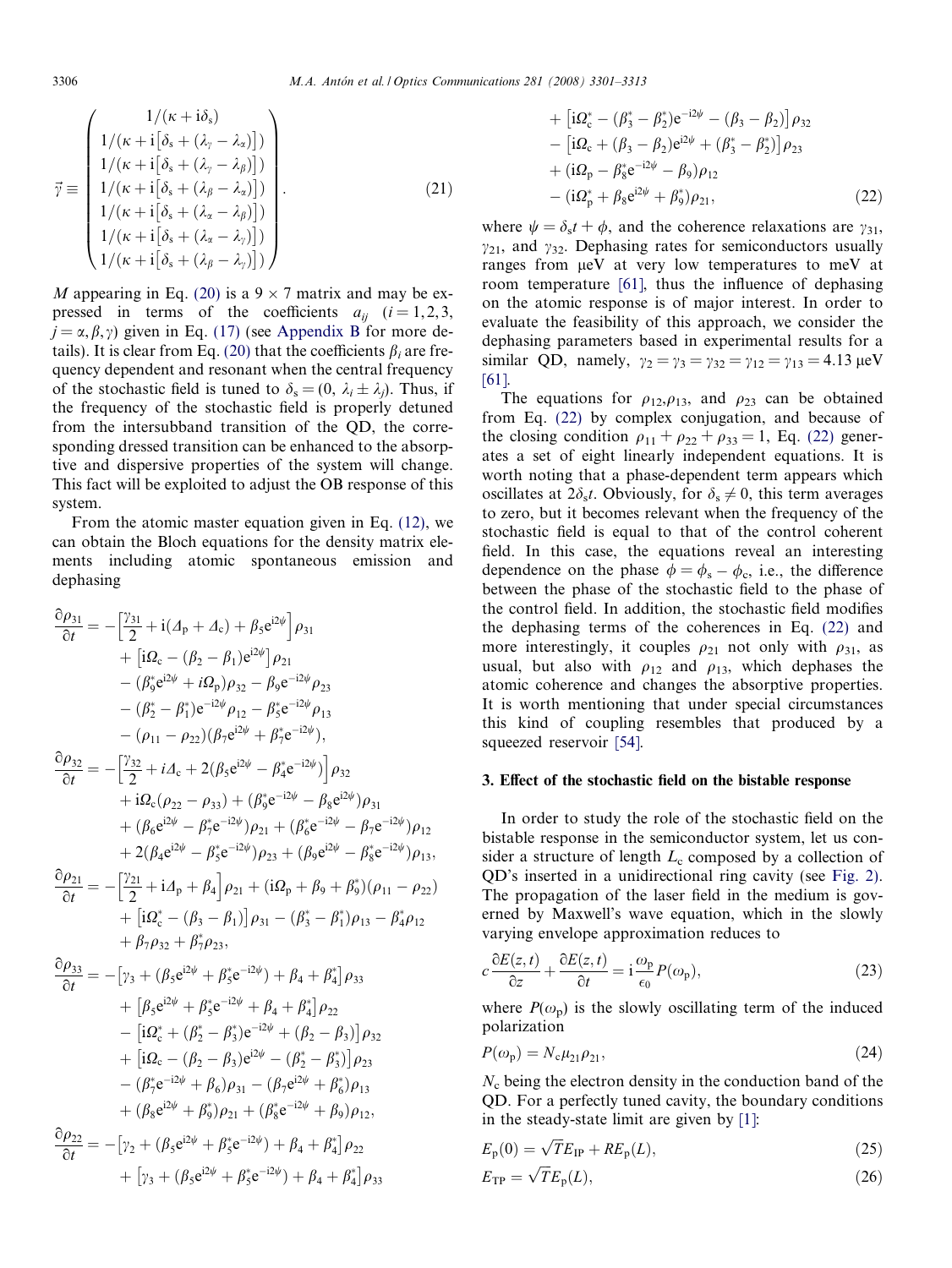$$\vec{\gamma} \equiv \begin{pmatrix} 1/(\kappa + \mathrm{i}\delta_s) \\ 1/(\kappa + \mathrm{i}[\delta_s + (\lambda_\gamma - \lambda_\alpha)]) \\ 1/(\kappa + \mathrm{i}[\delta_s + (\lambda_\gamma - \lambda_\beta)]) \\ 1/(\kappa + \mathrm{i}[\delta_s + (\lambda_\beta - \lambda_\alpha)]) \\ 1/(\kappa + \mathrm{i}[\delta_s + (\lambda_\alpha - \lambda_\beta)]) \\ 1/(\kappa + \mathrm{i}[\delta_s + (\lambda_\alpha - \lambda_\gamma)]) \\ 1/(\kappa + \mathrm{i}[\delta_s + (\lambda_\beta - \lambda_\gamma)]) \end{pmatrix}. \tag{21}$$

$M$ appearing in Eq. (20) is a $9 \times 7$ matrix and may be expressed in terms of the coefficients $a_{ij}$ $(i = 1, 2, 3,$ $j = \alpha, \beta, \gamma)$ given in Eq. (17) (see Appendix B for more details). It is clear from Eq. (20) that the coefficients $\beta_i$ are frequency dependent and resonant when the central frequency of the stochastic field is tuned to $\delta_s = (0,\ \lambda_i \pm \lambda_j)$. Thus, if the frequency of the stochastic field is properly detuned from the intersubband transition of the QD, the corresponding dressed transition can be enhanced to the absorptive and dispersive properties of the system will change. This fact will be exploited to adjust the OB response of this system.

From the atomic master equation given in Eq. (12), we can obtain the Bloch equations for the density matrix elements including atomic spontaneous emission and dephasing

$$\begin{aligned}
\frac{\partial \rho_{31}}{\partial t} = &-\left[\frac{\gamma_{31}}{2} + \mathrm{i}(\Delta_p + \Delta_c) + \beta_5 e^{\mathrm{i}2\psi}\right]\rho_{31} \\
&+ \left[\mathrm{i}\Omega_c - (\beta_2 - \beta_1)e^{\mathrm{i}2\psi}\right]\rho_{21} \\
&- (\beta_9^* e^{\mathrm{i}2\psi} + i\Omega_p)\rho_{32} - \beta_9 e^{-\mathrm{i}2\psi}\rho_{23} \\
&- (\beta_2^* - \beta_1^*)e^{-\mathrm{i}2\psi}\rho_{12} - \beta_5^* e^{-\mathrm{i}2\psi}\rho_{13} \\
&- (\rho_{11} - \rho_{22})(\beta_7 e^{\mathrm{i}2\psi} + \beta_7^* e^{-\mathrm{i}2\psi}), \\
\frac{\partial \rho_{32}}{\partial t} = &-\left[\frac{\gamma_{32}}{2} + i\Delta_c + 2(\beta_5 e^{\mathrm{i}2\psi} - \beta_4^* e^{-\mathrm{i}2\psi})\right]\rho_{32} \\
&+ \mathrm{i}\Omega_c(\rho_{22} - \rho_{33}) + (\beta_9^* e^{-\mathrm{i}2\psi} - \beta_8 e^{\mathrm{i}2\psi})\rho_{31} \\
&+ (\beta_6 e^{\mathrm{i}2\psi} - \beta_7^* e^{-\mathrm{i}2\psi})\rho_{21} + (\beta_6^* e^{-\mathrm{i}2\psi} - \beta_7 e^{-\mathrm{i}2\psi})\rho_{12} \\
&+ 2(\beta_4 e^{\mathrm{i}2\psi} - \beta_5^* e^{-\mathrm{i}2\psi})\rho_{23} + (\beta_9 e^{\mathrm{i}2\psi} - \beta_8^* e^{-\mathrm{i}2\psi})\rho_{13}, \\
\frac{\partial \rho_{21}}{\partial t} = &-\left[\frac{\gamma_{21}}{2} + \mathrm{i}\Delta_p + \beta_4\right]\rho_{21} + (\mathrm{i}\Omega_p + \beta_9 + \beta_9^*)(\rho_{11} - \rho_{22}) \\
&+ \left[\mathrm{i}\Omega_c^* - (\beta_3 - \beta_1)\right]\rho_{31} - (\beta_3^* - \beta_1^*)\rho_{13} - \beta_4^*\rho_{12} \\
&+ \beta_7\rho_{32} + \beta_7^*\rho_{23}, \\
\frac{\partial \rho_{33}}{\partial t} = &-\left[\gamma_3 + (\beta_5 e^{\mathrm{i}2\psi} + \beta_5^* e^{-\mathrm{i}2\psi}) + \beta_4 + \beta_4^*\right]\rho_{33} \\
&+ \left[\beta_5 e^{\mathrm{i}2\psi} + \beta_5^* e^{-\mathrm{i}2\psi} + \beta_4 + \beta_4^*\right]\rho_{22} \\
&- \left[\mathrm{i}\Omega_c^* + (\beta_2^* - \beta_3^*)e^{-\mathrm{i}2\psi} + (\beta_2 - \beta_3)\right]\rho_{32} \\
&+ \left[\mathrm{i}\Omega_c - (\beta_2 - \beta_3)e^{\mathrm{i}2\psi} - (\beta_2^* - \beta_3^*)\right]\rho_{23} \\
&- (\beta_7^* e^{-\mathrm{i}2\psi} + \beta_6)\rho_{31} - (\beta_7 e^{\mathrm{i}2\psi} + \beta_6^*)\rho_{13} \\
&+ (\beta_8 e^{\mathrm{i}2\psi} + \beta_9^*)\rho_{21} + (\beta_8^* e^{-\mathrm{i}2\psi} + \beta_9)\rho_{12}, \\
\frac{\partial \rho_{22}}{\partial t} = &-\left[\gamma_2 + (\beta_5 e^{\mathrm{i}2\psi} + \beta_5^* e^{-\mathrm{i}2\psi}) + \beta_4 + \beta_4^*\right]\rho_{22} \\
&+ \left[\gamma_3 + (\beta_5 e^{\mathrm{i}2\psi} + \beta_5^* e^{-\mathrm{i}2\psi}) + \beta_4 + \beta_4^*\right]\rho_{33} \\
&+ \left[\mathrm{i}\Omega_c^* - (\beta_3^* - \beta_2^*)e^{-\mathrm{i}2\psi} - (\beta_3 - \beta_2)\right]\rho_{32} \\
&- \left[\mathrm{i}\Omega_c + (\beta_3 - \beta_2)e^{\mathrm{i}2\psi} + (\beta_3^* - \beta_2^*)\right]\rho_{23} \\
&+ (\mathrm{i}\Omega_p - \beta_8^* e^{-\mathrm{i}2\psi} - \beta_9)\rho_{12} \\
&- (\mathrm{i}\Omega_p^* + \beta_8 e^{\mathrm{i}2\psi} + \beta_9^*)\rho_{21},
\end{aligned} \tag{22}$$

where $\psi = \delta_s t + \phi$, and the coherence relaxations are $\gamma_{31}$, $\gamma_{21}$, and $\gamma_{32}$. Dephasing rates for semiconductors usually ranges from μeV at very low temperatures to meV at room temperature [61], thus the influence of dephasing on the atomic response is of major interest. In order to evaluate the feasibility of this approach, we consider the dephasing parameters based in experimental results for a similar QD, namely, $\gamma_2 = \gamma_3 = \gamma_{32} = \gamma_{12} = \gamma_{13} = 4.13$ μeV [61].

The equations for $\rho_{12}, \rho_{13}$, and $\rho_{23}$ can be obtained from Eq. (22) by complex conjugation, and because of the closing condition $\rho_{11} + \rho_{22} + \rho_{33} = 1$, Eq. (22) generates a set of eight linearly independent equations. It is worth noting that a phase-dependent term appears which oscillates at $2\delta_s t$. Obviously, for $\delta_s \neq 0$, this term averages to zero, but it becomes relevant when the frequency of the stochastic field is equal to that of the control coherent field. In this case, the equations reveal an interesting dependence on the phase $\phi = \phi_s - \phi_c$, i.e., the difference between the phase of the stochastic field to the phase of the control field. In addition, the stochastic field modifies the dephasing terms of the coherences in Eq. (22) and more interestingly, it couples $\rho_{21}$ not only with $\rho_{31}$, as usual, but also with $\rho_{12}$ and $\rho_{13}$, which dephases the atomic coherence and changes the absorptive properties. It is worth mentioning that under special circumstances this kind of coupling resembles that produced by a squeezed reservoir [54].

## 3. Effect of the stochastic field on the bistable response

In order to study the role of the stochastic field on the bistable response in the semiconductor system, let us consider a structure of length $L_c$ composed by a collection of QD's inserted in a unidirectional ring cavity (see Fig. 2). The propagation of the laser field in the medium is governed by Maxwell's wave equation, which in the slowly varying envelope approximation reduces to

$$c\frac{\partial E(z,t)}{\partial z} + \frac{\partial E(z,t)}{\partial t} = \mathrm{i}\frac{\omega_p}{\epsilon_0}P(\omega_p), \tag{23}$$

where $P(\omega_p)$ is the slowly oscillating term of the induced polarization

$$P(\omega_p) = N_c \mu_{21} \rho_{21}, \tag{24}$$

$N_c$ being the electron density in the conduction band of the QD. For a perfectly tuned cavity, the boundary conditions in the steady-state limit are given by [1]:

$$E_p(0) = \sqrt{T}E_{IP} + RE_p(L), \tag{25}$$

$$E_{TP} = \sqrt{T}E_p(L), \tag{26}$$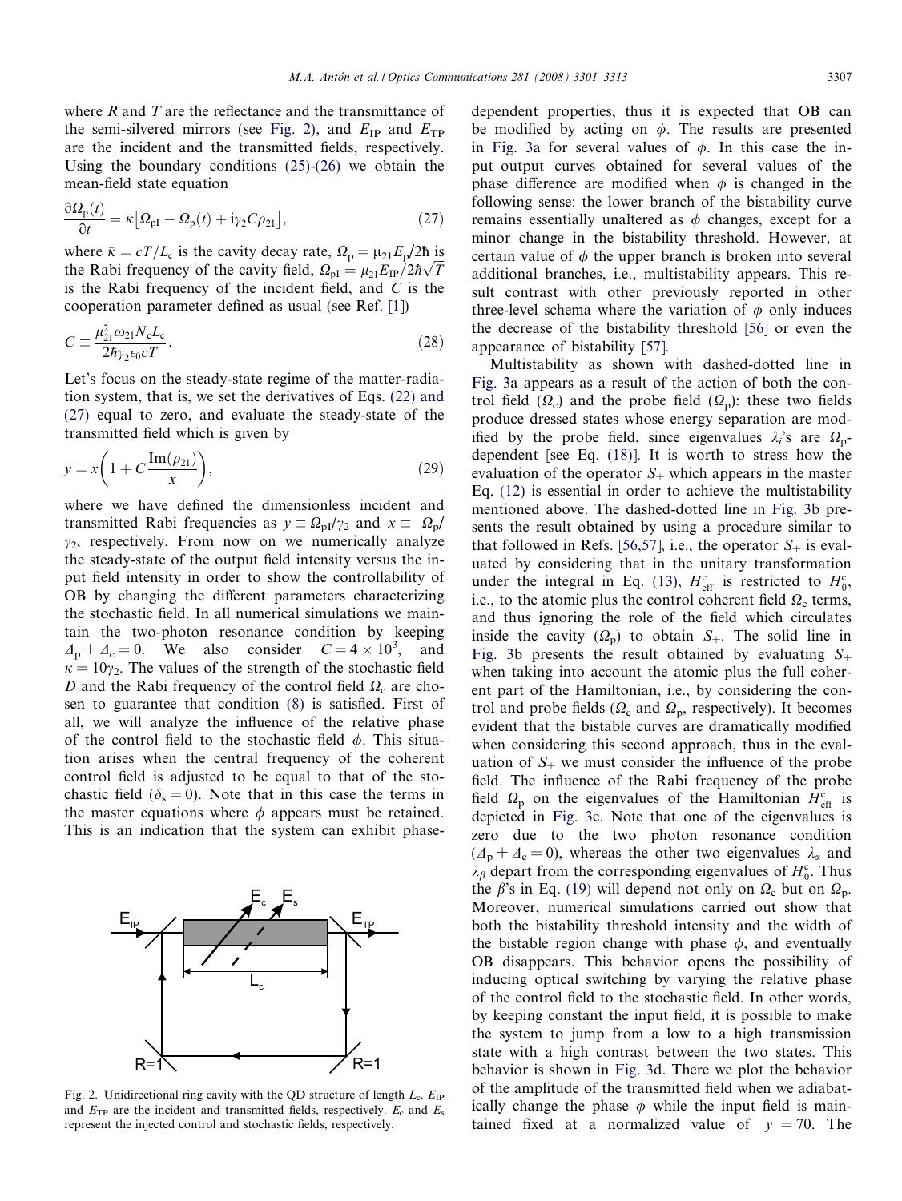where $R$ and $T$ are the reflectance and the transmittance of the semi-silvered mirrors (see Fig. 2), and $E_{IP}$ and $E_{TP}$ are the incident and the transmitted fields, respectively. Using the boundary conditions (25)-(26) we obtain the mean-field state equation

$$\frac{\partial \Omega_p(t)}{\partial t} = \bar{\kappa}\left[\Omega_{pI} - \Omega_p(t) + i\gamma_2 C \rho_{21}\right], \tag{27}$$

where $\bar{\kappa} = cT/L_c$ is the cavity decay rate, $\Omega_p = \mu_{21}E_p/2\hbar$ is the Rabi frequency of the cavity field, $\Omega_{pI} = \mu_{21}E_{IP}/2\hbar\sqrt{T}$ is the Rabi frequency of the incident field, and $C$ is the cooperation parameter defined as usual (see Ref. [1])

$$C \equiv \frac{\mu_{21}^2 \omega_{21} N_c L_c}{2\hbar\gamma_2\epsilon_0 cT}. \tag{28}$$

Let's focus on the steady-state regime of the matter-radiation system, that is, we set the derivatives of Eqs. (22) and (27) equal to zero, and evaluate the steady-state of the transmitted field which is given by

$$y = x\left(1 + C\frac{\text{Im}(\rho_{21})}{x}\right), \tag{29}$$

where we have defined the dimensionless incident and transmitted Rabi frequencies as $y \equiv \Omega_{pI}/\gamma_2$ and $x \equiv \Omega_p/\gamma_2$, respectively. From now on we numerically analyze the steady-state of the output field intensity versus the input field intensity in order to show the controllability of OB by changing the different parameters characterizing the stochastic field. In all numerical simulations we maintain the two-photon resonance condition by keeping $\Delta_p + \Delta_c = 0$. We also consider $C = 4 \times 10^3$, and $\kappa = 10\gamma_2$. The values of the strength of the stochastic field $D$ and the Rabi frequency of the control field $\Omega_c$ are chosen to guarantee that condition (8) is satisfied. First of all, we will analyze the influence of the relative phase of the control field to the stochastic field $\phi$. This situation arises when the central frequency of the coherent control field is adjusted to be equal to that of the stochastic field ($\delta_s = 0$). Note that in this case the terms in the master equations where $\phi$ appears must be retained. This is an indication that the system can exhibit phase-dependent properties, thus it is expected that OB can be modified by acting on $\phi$. The results are presented in Fig. 3a for several values of $\phi$. In this case the input–output curves obtained for several values of the phase difference are modified when $\phi$ is changed in the following sense: the lower branch of the bistability curve remains essentially unaltered as $\phi$ changes, except for a minor change in the bistability threshold. However, at certain value of $\phi$ the upper branch is broken into several additional branches, i.e., multistability appears. This result contrast with other previously reported in other three-level schema where the variation of $\phi$ only induces the decrease of the bistability threshold [56] or even the appearance of bistability [57].

Multistability as shown with dashed-dotted line in Fig. 3a appears as a result of the action of both the control field ($\Omega_c$) and the probe field ($\Omega_p$): these two fields produce dressed states whose energy separation are modified by the probe field, since eigenvalues $\lambda_i$'s are $\Omega_p$-dependent [see Eq. (18)]. It is worth to stress how the evaluation of the operator $S_+$ which appears in the master Eq. (12) is essential in order to achieve the multistability mentioned above. The dashed-dotted line in Fig. 3b presents the result obtained by using a procedure similar to that followed in Refs. [56,57], i.e., the operator $S_+$ is evaluated by considering that in the unitary transformation under the integral in Eq. (13), $H^c_{\text{eff}}$ is restricted to $H^c_0$, i.e., to the atomic plus the control coherent field $\Omega_c$ terms, and thus ignoring the role of the field which circulates inside the cavity ($\Omega_p$) to obtain $S_+$. The solid line in Fig. 3b presents the result obtained by evaluating $S_+$ when taking into account the atomic plus the full coherent part of the Hamiltonian, i.e., by considering the control and probe fields ($\Omega_c$ and $\Omega_p$, respectively). It becomes evident that the bistable curves are dramatically modified when considering this second approach, thus in the evaluation of $S_+$ we must consider the influence of the probe field. The influence of the Rabi frequency of the probe field $\Omega_p$ on the eigenvalues of the Hamiltonian $H^c_{\text{eff}}$ is depicted in Fig. 3c. Note that one of the eigenvalues is zero due to the two photon resonance condition ($\Delta_p + \Delta_c = 0$), whereas the other two eigenvalues $\lambda_\alpha$ and $\lambda_\beta$ depart from the corresponding eigenvalues of $H^c_0$. Thus the $\beta$'s in Eq. (19) will depend not only on $\Omega_c$ but on $\Omega_p$. Moreover, numerical simulations carried out show that both the bistability threshold intensity and the width of the bistable region change with phase $\phi$, and eventually OB disappears. This behavior opens the possibility of inducing optical switching by varying the relative phase of the control field to the stochastic field. In other words, by keeping constant the input field, it is possible to make the system to jump from a low to a high transmission state with a high contrast between the two states. This behavior is shown in Fig. 3d. There we plot the behavior of the amplitude of the transmitted field when we adiabatically change the phase $\phi$ while the input field is maintained fixed at a normalized value of $|y| = 70$. The

Fig. 2. Unidirectional ring cavity with the QD structure of length $L_c$. $E_{IP}$ and $E_{TP}$ are the incident and transmitted fields, respectively. $E_c$ and $E_s$ represent the injected control and stochastic fields, respectively.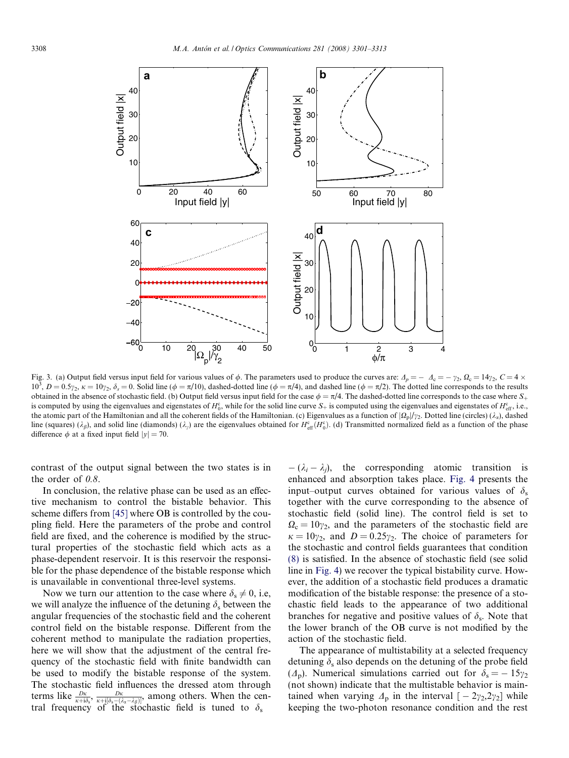Fig. 3. (a) Output field versus input field for various values of $\phi$. The parameters used to produce the curves are: $\Delta_p = -\Delta_c = -\gamma_2$, $\Omega_c = 14\gamma_2$, $C = 4 \times 10^3$, $D = 0.5\gamma_2$, $\kappa = 10\gamma_2$, $\delta_s = 0$. Solid line ($\phi = \pi/10$), dashed-dotted line ($\phi = \pi/4$), and dashed line ($\phi = \pi/2$). The dotted line corresponds to the results obtained in the absence of stochastic field. (b) Output field versus input field for the case $\phi = \pi/4$. The dashed-dotted line corresponds to the case where $S_+$ is computed by using the eigenvalues and eigenstates of $H_0^c$, while for the solid line curve $S_+$ is computed using the eigenvalues and eigenstates of $H_{\text{eff}}^c$, i.e., the atomic part of the Hamiltonian and all the coherent fields of the Hamiltonian. (c) Eigenvalues as a function of $|\Omega_p|/\gamma_2$. Dotted line (circles) ($\lambda_\alpha$), dashed line (squares) ($\lambda_\beta$), and solid line (diamonds) ($\lambda_\gamma$) are the eigenvalues obtained for $H_{\text{eff}}^c(H_0^c)$. (d) Transmitted normalized field as a function of the phase difference $\phi$ at a fixed input field $|y| = 70$.

contrast of the output signal between the two states is in the order of *0.8*.

In conclusion, the relative phase can be used as an effective mechanism to control the bistable behavior. This scheme differs from [45] where OB is controlled by the coupling field. Here the parameters of the probe and control field are fixed, and the coherence is modified by the structural properties of the stochastic field which acts as a phase-dependent reservoir. It is this reservoir the responsible for the phase dependence of the bistable response which is unavailable in conventional three-level systems.

Now we turn our attention to the case where $\delta_s \neq 0$, i.e, we will analyze the influence of the detuning $\delta_s$ between the angular frequencies of the stochastic field and the coherent control field on the bistable response. Different from the coherent method to manipulate the radiation properties, here we will show that the adjustment of the central frequency of the stochastic field with finite bandwidth can be used to modify the bistable response of the system. The stochastic field influences the dressed atom through terms like $\frac{D\kappa}{\kappa + i\delta_s}$, $\frac{D\kappa}{\kappa + i[\delta_s - (\lambda_\alpha - \lambda_\beta)]}$, among others. When the central frequency of the stochastic field is tuned to $\delta_s$ $-(\lambda_i - \lambda_j)$, the corresponding atomic transition is enhanced and absorption takes place. Fig. 4 presents the input–output curves obtained for various values of $\delta_s$ together with the curve corresponding to the absence of stochastic field (solid line). The control field is set to $\Omega_c = 10\gamma_2$, and the parameters of the stochastic field are $\kappa = 10\gamma_2$, and $D = 0.25\gamma_2$. The choice of parameters for the stochastic and control fields guarantees that condition (8) is satisfied. In the absence of stochastic field (see solid line in Fig. 4) we recover the typical bistability curve. However, the addition of a stochastic field produces a dramatic modification of the bistable response: the presence of a stochastic field leads to the appearance of two additional branches for negative and positive values of $\delta_s$. Note that the lower branch of the OB curve is not modified by the action of the stochastic field.

The appearance of multistability at a selected frequency detuning $\delta_s$ also depends on the detuning of the probe field ($\Delta_p$). Numerical simulations carried out for $\delta_s = -15\gamma_2$ (not shown) indicate that the multistable behavior is maintained when varying $\Delta_p$ in the interval $[-2\gamma_2, 2\gamma_2]$ while keeping the two-photon resonance condition and the rest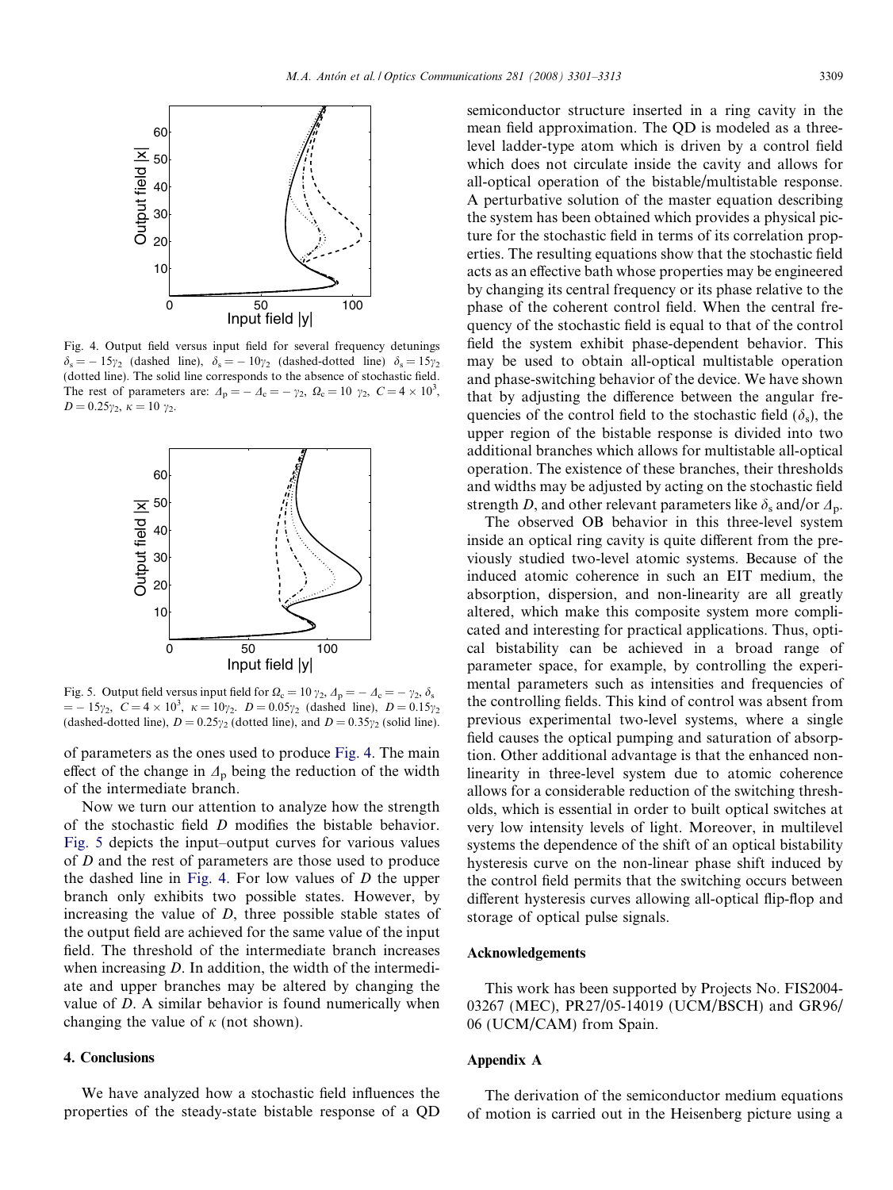Fig. 4. Output field versus input field for several frequency detunings $\delta_s = -15\gamma_2$ (dashed line), $\delta_s = -10\gamma_2$ (dashed-dotted line) $\delta_s = 15\gamma_2$ (dotted line). The solid line corresponds to the absence of stochastic field. The rest of parameters are: $\Delta_p = -\Delta_c = -\gamma_2$, $\Omega_c = 10\ \gamma_2$, $C = 4 \times 10^3$, $D = 0.25\gamma_2$, $\kappa = 10\ \gamma_2$.

Fig. 5. Output field versus input field for $\Omega_c = 10\ \gamma_2$, $\Delta_p = -\Delta_c = -\gamma_2$, $\delta_s = -15\gamma_2$, $C = 4 \times 10^3$, $\kappa = 10\gamma_2$. $D = 0.05\gamma_2$ (dashed line), $D = 0.15\gamma_2$ (dashed-dotted line), $D = 0.25\gamma_2$ (dotted line), and $D = 0.35\gamma_2$ (solid line).

of parameters as the ones used to produce Fig. 4. The main effect of the change in $\Delta_p$ being the reduction of the width of the intermediate branch.

Now we turn our attention to analyze how the strength of the stochastic field $D$ modifies the bistable behavior. Fig. 5 depicts the input–output curves for various values of $D$ and the rest of parameters are those used to produce the dashed line in Fig. 4. For low values of $D$ the upper branch only exhibits two possible states. However, by increasing the value of $D$, three possible stable states of the output field are achieved for the same value of the input field. The threshold of the intermediate branch increases when increasing $D$. In addition, the width of the intermediate and upper branches may be altered by changing the value of $D$. A similar behavior is found numerically when changing the value of $\kappa$ (not shown).

## 4. Conclusions

We have analyzed how a stochastic field influences the properties of the steady-state bistable response of a QD semiconductor structure inserted in a ring cavity in the mean field approximation. The QD is modeled as a three-level ladder-type atom which is driven by a control field which does not circulate inside the cavity and allows for all-optical operation of the bistable/multistable response. A perturbative solution of the master equation describing the system has been obtained which provides a physical picture for the stochastic field in terms of its correlation properties. The resulting equations show that the stochastic field acts as an effective bath whose properties may be engineered by changing its central frequency or its phase relative to the phase of the coherent control field. When the central frequency of the stochastic field is equal to that of the control field the system exhibit phase-dependent behavior. This may be used to obtain all-optical multistable operation and phase-switching behavior of the device. We have shown that by adjusting the difference between the angular frequencies of the control field to the stochastic field ($\delta_s$), the upper region of the bistable response is divided into two additional branches which allows for multistable all-optical operation. The existence of these branches, their thresholds and widths may be adjusted by acting on the stochastic field strength $D$, and other relevant parameters like $\delta_s$ and/or $\Delta_p$.

The observed OB behavior in this three-level system inside an optical ring cavity is quite different from the previously studied two-level atomic systems. Because of the induced atomic coherence in such an EIT medium, the absorption, dispersion, and non-linearity are all greatly altered, which make this composite system more complicated and interesting for practical applications. Thus, optical bistability can be achieved in a broad range of parameter space, for example, by controlling the experimental parameters such as intensities and frequencies of the controlling fields. This kind of control was absent from previous experimental two-level systems, where a single field causes the optical pumping and saturation of absorption. Other additional advantage is that the enhanced non-linearity in three-level system due to atomic coherence allows for a considerable reduction of the switching thresholds, which is essential in order to built optical switches at very low intensity levels of light. Moreover, in multilevel systems the dependence of the shift of an optical bistability hysteresis curve on the non-linear phase shift induced by the control field permits that the switching occurs between different hysteresis curves allowing all-optical flip-flop and storage of optical pulse signals.

## Acknowledgements

This work has been supported by Projects No. FIS2004-03267 (MEC), PR27/05-14019 (UCM/BSCH) and GR96/06 (UCM/CAM) from Spain.

## Appendix A

The derivation of the semiconductor medium equations of motion is carried out in the Heisenberg picture using a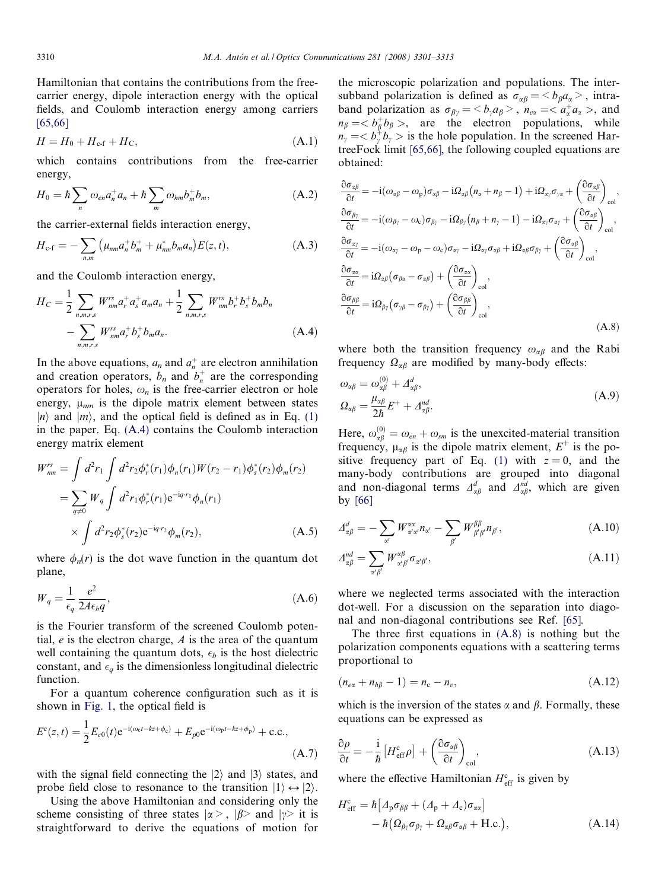Hamiltonian that contains the contributions from the free-carrier energy, dipole interaction energy with the optical fields, and Coulomb interaction energy among carriers [65,66]

$$H = H_0 + H_{\text{c-f}} + H_{\text{C}}, \tag{A.1}$$

which contains contributions from the free-carrier energy,

$$H_0 = \hbar \sum_n \omega_{en} a_n^+ a_n + \hbar \sum_m \omega_{hm} b_m^+ b_m, \tag{A.2}$$

the carrier-external fields interaction energy,

$$H_{\text{c-f}} = -\sum_{n,m} \left( \mu_{nm} a_n^+ b_m^+ + \mu_{nm}^* b_m a_n \right) E(z,t), \tag{A.3}$$

and the Coulomb interaction energy,

$$H_C = \frac{1}{2} \sum_{n,m,r,s} W_{nm}^{rs} a_r^+ a_s^+ a_m a_n + \frac{1}{2} \sum_{n,m,r,s} W_{nm}^{rs} b_r^+ b_s^+ b_m b_n - \sum_{n,m,r,s} W_{nm}^{rs} a_r^+ b_s^+ b_m a_n. \tag{A.4}$$

In the above equations, $a_n$ and $a_n^+$ are electron annihilation and creation operators, $b_n$ and $b_n^+$ are the corresponding operators for holes, $\omega_n$ is the free-carrier electron or hole energy, $\mu_{nm}$ is the dipole matrix element between states $|n\rangle$ and $|m\rangle$, and the optical field is defined as in Eq. (1) in the paper. Eq. (A.4) contains the Coulomb interaction energy matrix element

$$\begin{aligned} W_{nm}^{rs} &= \int d^2 r_1 \int d^2 r_2 \phi_r^*(r_1) \phi_n(r_1) W(r_2 - r_1) \phi_s^*(r_2) \phi_m(r_2) \\ &= \sum_{q \neq 0} W_q \int d^2 r_1 \phi_r^*(r_1) e^{-iq \cdot r_1} \phi_n(r_1) \\ &\quad \times \int d^2 r_2 \phi_s^*(r_2) e^{-iq \cdot r_2} \phi_m(r_2), \end{aligned} \tag{A.5}$$

where $\phi_n(r)$ is the dot wave function in the quantum dot plane,

$$W_q = \frac{1}{\epsilon_q} \frac{e^2}{2A\epsilon_b q}, \tag{A.6}$$

is the Fourier transform of the screened Coulomb potential, $e$ is the electron charge, $A$ is the area of the quantum well containing the quantum dots, $\epsilon_b$ is the host dielectric constant, and $\epsilon_q$ is the dimensionless longitudinal dielectric function.

For a quantum coherence configuration such as it is shown in Fig. 1, the optical field is

$$E^c(z,t) = \frac{1}{2} E_{c0}(t) e^{-i(\omega_c t - kz + \phi_c)} + E_{p0} e^{-i(\omega_p t - kz + \phi_p)} + \text{c.c.}, \tag{A.7}$$

with the signal field connecting the $|2\rangle$ and $|3\rangle$ states, and probe field close to resonance to the transition $|1\rangle \leftrightarrow |2\rangle$.

Using the above Hamiltonian and considering only the scheme consisting of three states $|\alpha>$, $|\beta>$ and $|\gamma>$ it is straightforward to derive the equations of motion for the microscopic polarization and populations. The inter-subband polarization is defined as $\sigma_{\alpha\beta} = <b_\beta a_\alpha>$, intra-band polarization as $\sigma_{\beta\gamma} = <b_\gamma a_\beta>$, $n_{e\alpha} = <a_\alpha^+ a_\alpha>$, and $n_\beta = <b_\beta^+ b_\beta>$, are the electron populations, while $n_\gamma = <b_\gamma^+ b_\gamma>$ is the hole population. In the screened HartreeFock limit [65,66], the following coupled equations are obtained:

$$\begin{aligned} \frac{\partial \sigma_{\alpha\beta}}{\partial t} &= -i(\omega_{\alpha\beta} - \omega_p)\sigma_{\alpha\beta} - i\Omega_{\alpha\beta}\left(n_\alpha + n_\beta - 1\right) + i\Omega_{\alpha\gamma}\sigma_{\gamma\alpha} + \left(\frac{\partial \sigma_{\alpha\beta}}{\partial t}\right)_{\text{col}}, \\ \frac{\partial \sigma_{\beta\gamma}}{\partial t} &= -i(\omega_{\beta\gamma} - \omega_c)\sigma_{\beta\gamma} - i\Omega_{\beta\gamma}\left(n_\beta + n_\gamma - 1\right) - i\Omega_{\alpha\gamma}\sigma_{\alpha\gamma} + \left(\frac{\partial \sigma_{\alpha\beta}}{\partial t}\right)_{\text{col}}, \\ \frac{\partial \sigma_{\alpha\gamma}}{\partial t} &= -i(\omega_{\alpha\gamma} - \omega_p - \omega_c)\sigma_{\alpha\gamma} - i\Omega_{\alpha\gamma}\sigma_{\alpha\beta} + i\Omega_{\alpha\beta}\sigma_{\beta\gamma} + \left(\frac{\partial \sigma_{\alpha\beta}}{\partial t}\right)_{\text{col}}, \\ \frac{\partial \sigma_{\alpha\alpha}}{\partial t} &= i\Omega_{\alpha\beta}\left(\sigma_{\beta\alpha} - \sigma_{\alpha\beta}\right) + \left(\frac{\partial \sigma_{\alpha\alpha}}{\partial t}\right)_{\text{col}}, \\ \frac{\partial \sigma_{\beta\beta}}{\partial t} &= i\Omega_{\beta\gamma}\left(\sigma_{\gamma\beta} - \sigma_{\beta\gamma}\right) + \left(\frac{\partial \sigma_{\beta\beta}}{\partial t}\right)_{\text{col}}, \end{aligned} \tag{A.8}$$

where both the transition frequency $\omega_{\alpha\beta}$ and the Rabi frequency $\Omega_{\alpha\beta}$ are modified by many-body effects:

$$\begin{aligned} \omega_{\alpha\beta} &= \omega_{\alpha\beta}^{(0)} + \Delta_{\alpha\beta}^d, \\ \Omega_{\alpha\beta} &= \frac{\mu_{\alpha\beta}}{2\hbar} E^+ + \Delta_{\alpha\beta}^{nd}. \end{aligned} \tag{A.9}$$

Here, $\omega_{\alpha\beta}^{(0)} = \omega_{en} + \omega_{sm}$ is the unexcited-material transition frequency, $\mu_{\alpha\beta}$ is the dipole matrix element, $E^+$ is the positive frequency part of Eq. (1) with $z = 0$, and the many-body contributions are grouped into diagonal and non-diagonal terms $\Delta_{\alpha\beta}^d$ and $\Delta_{\alpha\beta}^{nd}$, which are given by [66]

$$\Delta_{\alpha\beta}^d = -\sum_{\alpha'} W_{\alpha'\alpha'}^{\alpha\alpha} n_{\alpha'} - \sum_{\beta'} W_{\beta'\beta'}^{\beta\beta} n_{\beta'}, \tag{A.10}$$

$$\Delta_{\alpha\beta}^{nd} = \sum_{\alpha'\beta'} W_{\alpha'\beta'}^{\alpha\beta} \sigma_{\alpha'\beta'}, \tag{A.11}$$

where we neglected terms associated with the interaction dot-well. For a discussion on the separation into diagonal and non-diagonal contributions see Ref. [65].

The three first equations in (A.8) is nothing but the polarization components equations with a scattering terms proportional to

$$(n_{e\alpha} + n_{h\beta} - 1) = n_c - n_v, \tag{A.12}$$

which is the inversion of the states $\alpha$ and $\beta$. Formally, these equations can be expressed as

$$\frac{\partial \rho}{\partial t} = -\frac{i}{\hbar}\left[H_{\text{eff}}^c \rho\right] + \left(\frac{\partial \sigma_{\alpha\beta}}{\partial t}\right)_{\text{col}}, \tag{A.13}$$

where the effective Hamiltonian $H_{\text{eff}}^c$ is given by

$$H_{\text{eff}}^c = \hbar\left[\Delta_p \sigma_{\beta\beta} + (\Delta_p + \Delta_c)\sigma_{\alpha\alpha}\right] - \hbar\left(\Omega_{\beta\gamma}\sigma_{\beta\gamma} + \Omega_{\alpha\beta}\sigma_{\alpha\beta} + \text{H.c.}\right), \tag{A.14}$$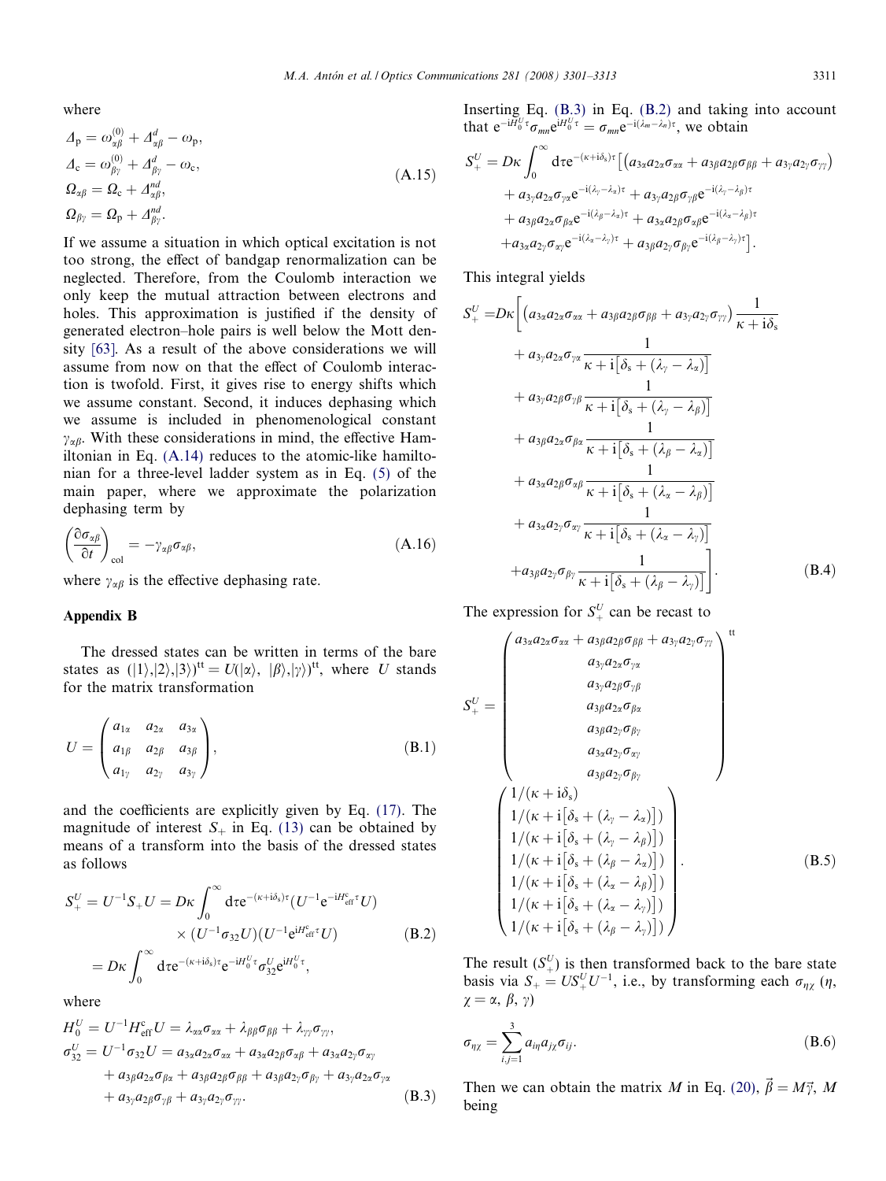where

$$
\begin{aligned}
\Delta_{\mathrm{p}} &= \omega_{\alpha\beta}^{(0)} + \Delta_{\alpha\beta}^{d} - \omega_{\mathrm{p}}, \\
\Delta_{\mathrm{c}} &= \omega_{\beta\gamma}^{(0)} + \Delta_{\beta\gamma}^{d} - \omega_{\mathrm{c}}, \\
\Omega_{\alpha\beta} &= \Omega_{\mathrm{c}} + \Delta_{\alpha\beta}^{nd}, \\
\Omega_{\beta\gamma} &= \Omega_{\mathrm{p}} + \Delta_{\beta\gamma}^{nd}.
\end{aligned}
\tag{A.15}
$$

If we assume a situation in which optical excitation is not too strong, the effect of bandgap renormalization can be neglected. Therefore, from the Coulomb interaction we only keep the mutual attraction between electrons and holes. This approximation is justified if the density of generated electron–hole pairs is well below the Mott density [63]. As a result of the above considerations we will assume from now on that the effect of Coulomb interaction is twofold. First, it gives rise to energy shifts which we assume constant. Second, it induces dephasing which we assume is included in phenomenological constant $\gamma_{\alpha\beta}$. With these considerations in mind, the effective Hamiltonian in Eq. (A.14) reduces to the atomic-like hamiltonian for a three-level ladder system as in Eq. (5) of the main paper, where we approximate the polarization dephasing term by

$$
\left(\frac{\partial\sigma_{\alpha\beta}}{\partial t}\right)_{\mathrm{col}} = -\gamma_{\alpha\beta}\sigma_{\alpha\beta}, \tag{A.16}
$$

where $\gamma_{\alpha\beta}$ is the effective dephasing rate.

## Appendix B

The dressed states can be written in terms of the bare states as $(|1\rangle,|2\rangle,|3\rangle)^{\mathrm{tt}} = U(|\alpha\rangle,\ |\beta\rangle,|\gamma\rangle)^{\mathrm{tt}}$, where $U$ stands for the matrix transformation

$$
U = \begin{pmatrix} a_{1\alpha} & a_{2\alpha} & a_{3\alpha} \\ a_{1\beta} & a_{2\beta} & a_{3\beta} \\ a_{1\gamma} & a_{2\gamma} & a_{3\gamma} \end{pmatrix}, \tag{B.1}
$$

and the coefficients are explicitly given by Eq. (17). The magnitude of interest $S_+$ in Eq. (13) can be obtained by means of a transform into the basis of the dressed states as follows

$$
\begin{aligned}
S_+^U = U^{-1}S_+U &= D\kappa\int_0^\infty \mathrm{d}\tau \mathrm{e}^{-(\kappa+\mathrm{i}\delta_s)\tau}(U^{-1}\mathrm{e}^{-\mathrm{i}H_{\mathrm{eff}}^{\mathrm{c}}\tau}U) \\
&\quad\times(U^{-1}\sigma_{32}U)(U^{-1}\mathrm{e}^{\mathrm{i}H_{\mathrm{eff}}^{\mathrm{c}}\tau}U) \\
&= D\kappa\int_0^\infty \mathrm{d}\tau \mathrm{e}^{-(\kappa+\mathrm{i}\delta_s)\tau}\mathrm{e}^{-\mathrm{i}H_0^U\tau}\sigma_{32}^U\mathrm{e}^{\mathrm{i}H_0^U\tau},
\end{aligned}
\tag{B.2}
$$

where

$$
\begin{aligned}
H_0^U &= U^{-1}H_{\mathrm{eff}}^{\mathrm{c}}U = \lambda_{\alpha\alpha}\sigma_{\alpha\alpha} + \lambda_{\beta\beta}\sigma_{\beta\beta} + \lambda_{\gamma\gamma}\sigma_{\gamma\gamma}, \\
\sigma_{32}^U &= U^{-1}\sigma_{32}U = a_{3\alpha}a_{2\alpha}\sigma_{\alpha\alpha} + a_{3\alpha}a_{2\beta}\sigma_{\alpha\beta} + a_{3\alpha}a_{2\gamma}\sigma_{\alpha\gamma} \\
&\quad + a_{3\beta}a_{2\alpha}\sigma_{\beta\alpha} + a_{3\beta}a_{2\beta}\sigma_{\beta\beta} + a_{3\beta}a_{2\gamma}\sigma_{\beta\gamma} + a_{3\gamma}a_{2\alpha}\sigma_{\gamma\alpha} \\
&\quad + a_{3\gamma}a_{2\beta}\sigma_{\gamma\beta} + a_{3\gamma}a_{2\gamma}\sigma_{\gamma\gamma}.
\end{aligned}
\tag{B.3}
$$

Inserting Eq. (B.3) in Eq. (B.2) and taking into account that $\mathrm{e}^{-\mathrm{i}H_0^U\tau}\sigma_{mn}\mathrm{e}^{\mathrm{i}H_0^U\tau} = \sigma_{mn}\mathrm{e}^{-\mathrm{i}(\lambda_m-\lambda_n)\tau}$, we obtain

$$
\begin{aligned}
S_+^U = D\kappa\int_0^\infty \mathrm{d}\tau\mathrm{e}^{-(\kappa+\mathrm{i}\delta_s)\tau}\Big[&\big(a_{3\alpha}a_{2\alpha}\sigma_{\alpha\alpha} + a_{3\beta}a_{2\beta}\sigma_{\beta\beta} + a_{3\gamma}a_{2\gamma}\sigma_{\gamma\gamma}\big) \\
&+ a_{3\gamma}a_{2\alpha}\sigma_{\gamma\alpha}\mathrm{e}^{-\mathrm{i}(\lambda_\gamma-\lambda_\alpha)\tau} + a_{3\gamma}a_{2\beta}\sigma_{\gamma\beta}\mathrm{e}^{-\mathrm{i}(\lambda_\gamma-\lambda_\beta)\tau} \\
&+ a_{3\beta}a_{2\alpha}\sigma_{\beta\alpha}\mathrm{e}^{-\mathrm{i}(\lambda_\beta-\lambda_\alpha)\tau} + a_{3\alpha}a_{2\beta}\sigma_{\alpha\beta}\mathrm{e}^{-\mathrm{i}(\lambda_\alpha-\lambda_\beta)\tau} \\
&+ a_{3\alpha}a_{2\gamma}\sigma_{\alpha\gamma}\mathrm{e}^{-\mathrm{i}(\lambda_\alpha-\lambda_\gamma)\tau} + a_{3\beta}a_{2\gamma}\sigma_{\beta\gamma}\mathrm{e}^{-\mathrm{i}(\lambda_\beta-\lambda_\gamma)\tau}\Big].
\end{aligned}
$$

This integral yields

$$
\begin{aligned}
S_+^U = D\kappa\Bigg[&\big(a_{3\alpha}a_{2\alpha}\sigma_{\alpha\alpha} + a_{3\beta}a_{2\beta}\sigma_{\beta\beta} + a_{3\gamma}a_{2\gamma}\sigma_{\gamma\gamma}\big)\frac{1}{\kappa+\mathrm{i}\delta_s} \\
&+ a_{3\gamma}a_{2\alpha}\sigma_{\gamma\alpha}\frac{1}{\kappa+\mathrm{i}\left[\delta_s+(\lambda_\gamma-\lambda_\alpha)\right]} \\
&+ a_{3\gamma}a_{2\beta}\sigma_{\gamma\beta}\frac{1}{\kappa+\mathrm{i}\left[\delta_s+(\lambda_\gamma-\lambda_\beta)\right]} \\
&+ a_{3\beta}a_{2\alpha}\sigma_{\beta\alpha}\frac{1}{\kappa+\mathrm{i}\left[\delta_s+(\lambda_\beta-\lambda_\alpha)\right]} \\
&+ a_{3\alpha}a_{2\beta}\sigma_{\alpha\beta}\frac{1}{\kappa+\mathrm{i}\left[\delta_s+(\lambda_\alpha-\lambda_\beta)\right]} \\
&+ a_{3\alpha}a_{2\gamma}\sigma_{\alpha\gamma}\frac{1}{\kappa+\mathrm{i}\left[\delta_s+(\lambda_\alpha-\lambda_\gamma)\right]} \\
&+ a_{3\beta}a_{2\gamma}\sigma_{\beta\gamma}\frac{1}{\kappa+\mathrm{i}\left[\delta_s+(\lambda_\beta-\lambda_\gamma)\right]}\Bigg].
\end{aligned}
\tag{B.4}
$$

The expression for $S_+^U$ can be recast to

$$
S_+^U = \begin{pmatrix} a_{3\alpha}a_{2\alpha}\sigma_{\alpha\alpha} + a_{3\beta}a_{2\beta}\sigma_{\beta\beta} + a_{3\gamma}a_{2\gamma}\sigma_{\gamma\gamma} \\ a_{3\gamma}a_{2\alpha}\sigma_{\gamma\alpha} \\ a_{3\gamma}a_{2\beta}\sigma_{\gamma\beta} \\ a_{3\beta}a_{2\alpha}\sigma_{\beta\alpha} \\ a_{3\beta}a_{2\gamma}\sigma_{\beta\gamma} \\ a_{3\alpha}a_{2\gamma}\sigma_{\alpha\gamma} \\ a_{3\beta}a_{2\gamma}\sigma_{\beta\gamma} \end{pmatrix}^{\mathrm{tt}}
\begin{pmatrix} 1/(\kappa+\mathrm{i}\delta_s) \\ 1/(\kappa+\mathrm{i}\left[\delta_s+(\lambda_\gamma-\lambda_\alpha)\right]) \\ 1/(\kappa+\mathrm{i}\left[\delta_s+(\lambda_\gamma-\lambda_\beta)\right]) \\ 1/(\kappa+\mathrm{i}\left[\delta_s+(\lambda_\beta-\lambda_\alpha)\right]) \\ 1/(\kappa+\mathrm{i}\left[\delta_s+(\lambda_\alpha-\lambda_\beta)\right]) \\ 1/(\kappa+\mathrm{i}\left[\delta_s+(\lambda_\alpha-\lambda_\gamma)\right]) \\ 1/(\kappa+\mathrm{i}\left[\delta_s+(\lambda_\beta-\lambda_\gamma)\right]) \end{pmatrix}. \tag{B.5}
$$

The result ($S_+^U$) is then transformed back to the bare state basis via $S_+ = US_+^UU^{-1}$, i.e., by transforming each $\sigma_{\eta\chi}$ ($\eta$, $\chi = \alpha,\ \beta,\ \gamma$)

$$
\sigma_{\eta\chi} = \sum_{i,j=1}^{3} a_{i\eta}a_{j\chi}\sigma_{ij}. \tag{B.6}
$$

Then we can obtain the matrix $M$ in Eq. (20), $\vec{\beta} = M\vec{\gamma}$, $M$ being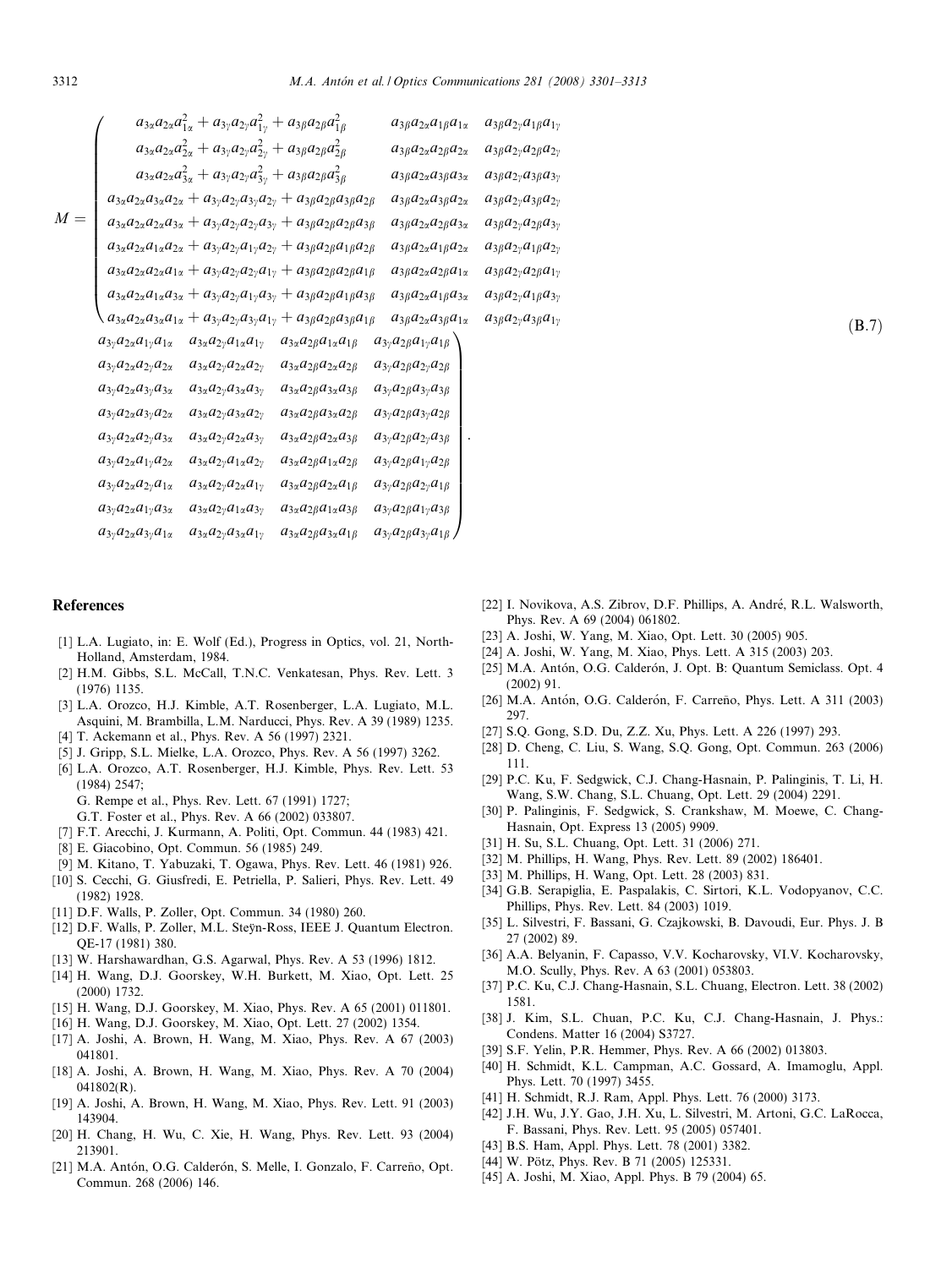$$
M = \left(\begin{array}{ccc}
a_{3\alpha}a_{2\alpha}a_{1\alpha}^2 + a_{3\gamma}a_{2\gamma}a_{1\gamma}^2 + a_{3\beta}a_{2\beta}a_{1\beta}^2 & a_{3\beta}a_{2\alpha}a_{1\beta}a_{1\alpha} & a_{3\beta}a_{2\gamma}a_{1\beta}a_{1\gamma} \\
a_{3\alpha}a_{2\alpha}a_{2\alpha}^2 + a_{3\gamma}a_{2\gamma}a_{2\gamma}^2 + a_{3\beta}a_{2\beta}a_{2\beta}^2 & a_{3\beta}a_{2\alpha}a_{2\beta}a_{2\alpha} & a_{3\beta}a_{2\gamma}a_{2\beta}a_{2\gamma} \\
a_{3\alpha}a_{2\alpha}a_{3\alpha}^2 + a_{3\gamma}a_{2\gamma}a_{3\gamma}^2 + a_{3\beta}a_{2\beta}a_{3\beta}^2 & a_{3\beta}a_{2\alpha}a_{3\beta}a_{3\alpha} & a_{3\beta}a_{2\gamma}a_{3\beta}a_{3\gamma} \\
a_{3\alpha}a_{2\alpha}a_{3\alpha}a_{2\alpha} + a_{3\gamma}a_{2\gamma}a_{3\gamma}a_{2\gamma} + a_{3\beta}a_{2\beta}a_{3\beta}a_{2\beta} & a_{3\beta}a_{2\alpha}a_{3\beta}a_{2\alpha} & a_{3\beta}a_{2\gamma}a_{3\beta}a_{2\gamma} \\
a_{3\alpha}a_{2\alpha}a_{2\alpha}a_{3\alpha} + a_{3\gamma}a_{2\gamma}a_{2\gamma}a_{3\gamma} + a_{3\beta}a_{2\beta}a_{2\beta}a_{3\beta} & a_{3\beta}a_{2\alpha}a_{2\beta}a_{3\alpha} & a_{3\beta}a_{2\gamma}a_{2\beta}a_{3\gamma} \\
a_{3\alpha}a_{2\alpha}a_{1\alpha}a_{2\alpha} + a_{3\gamma}a_{2\gamma}a_{1\gamma}a_{2\gamma} + a_{3\beta}a_{2\beta}a_{1\beta}a_{2\beta} & a_{3\beta}a_{2\alpha}a_{1\beta}a_{2\alpha} & a_{3\beta}a_{2\gamma}a_{1\beta}a_{2\gamma} \\
a_{3\alpha}a_{2\alpha}a_{2\alpha}a_{1\alpha} + a_{3\gamma}a_{2\gamma}a_{2\gamma}a_{1\gamma} + a_{3\beta}a_{2\beta}a_{2\beta}a_{1\beta} & a_{3\beta}a_{2\alpha}a_{2\beta}a_{1\alpha} & a_{3\beta}a_{2\gamma}a_{2\beta}a_{1\gamma} \\
a_{3\alpha}a_{2\alpha}a_{1\alpha}a_{3\alpha} + a_{3\gamma}a_{2\gamma}a_{1\gamma}a_{3\gamma} + a_{3\beta}a_{2\beta}a_{1\beta}a_{3\beta} & a_{3\beta}a_{2\alpha}a_{1\beta}a_{3\alpha} & a_{3\beta}a_{2\gamma}a_{1\beta}a_{3\gamma} \\
a_{3\alpha}a_{2\alpha}a_{3\alpha}a_{1\alpha} + a_{3\gamma}a_{2\gamma}a_{3\gamma}a_{1\gamma} + a_{3\beta}a_{2\beta}a_{3\beta}a_{1\beta} & a_{3\beta}a_{2\alpha}a_{3\beta}a_{1\alpha} & a_{3\beta}a_{2\gamma}a_{3\beta}a_{1\gamma}
\end{array}\right.
$$

$$
\left.\begin{array}{cccc}
a_{3\gamma}a_{2\alpha}a_{1\gamma}a_{1\alpha} & a_{3\alpha}a_{2\gamma}a_{1\alpha}a_{1\gamma} & a_{3\alpha}a_{2\beta}a_{1\alpha}a_{1\beta} & a_{3\gamma}a_{2\beta}a_{1\gamma}a_{1\beta} \\
a_{3\gamma}a_{2\alpha}a_{2\gamma}a_{2\alpha} & a_{3\alpha}a_{2\gamma}a_{2\alpha}a_{2\gamma} & a_{3\alpha}a_{2\beta}a_{2\alpha}a_{2\beta} & a_{3\gamma}a_{2\beta}a_{2\gamma}a_{2\beta} \\
a_{3\gamma}a_{2\alpha}a_{3\gamma}a_{3\alpha} & a_{3\alpha}a_{2\gamma}a_{3\alpha}a_{3\gamma} & a_{3\alpha}a_{2\beta}a_{3\alpha}a_{3\beta} & a_{3\gamma}a_{2\beta}a_{3\gamma}a_{3\beta} \\
a_{3\gamma}a_{2\alpha}a_{3\gamma}a_{2\alpha} & a_{3\alpha}a_{2\gamma}a_{3\alpha}a_{2\gamma} & a_{3\alpha}a_{2\beta}a_{3\alpha}a_{2\beta} & a_{3\gamma}a_{2\beta}a_{3\gamma}a_{2\beta} \\
a_{3\gamma}a_{2\alpha}a_{2\gamma}a_{3\alpha} & a_{3\alpha}a_{2\gamma}a_{2\alpha}a_{3\gamma} & a_{3\alpha}a_{2\beta}a_{2\alpha}a_{3\beta} & a_{3\gamma}a_{2\beta}a_{2\gamma}a_{3\beta} \\
a_{3\gamma}a_{2\alpha}a_{1\gamma}a_{2\alpha} & a_{3\alpha}a_{2\gamma}a_{1\alpha}a_{2\gamma} & a_{3\alpha}a_{2\beta}a_{1\alpha}a_{2\beta} & a_{3\gamma}a_{2\beta}a_{1\gamma}a_{2\beta} \\
a_{3\gamma}a_{2\alpha}a_{2\gamma}a_{1\alpha} & a_{3\alpha}a_{2\gamma}a_{2\alpha}a_{1\gamma} & a_{3\alpha}a_{2\beta}a_{2\alpha}a_{1\beta} & a_{3\gamma}a_{2\beta}a_{2\gamma}a_{1\beta} \\
a_{3\gamma}a_{2\alpha}a_{1\gamma}a_{3\alpha} & a_{3\alpha}a_{2\gamma}a_{1\alpha}a_{3\gamma} & a_{3\alpha}a_{2\beta}a_{1\alpha}a_{3\beta} & a_{3\gamma}a_{2\beta}a_{1\gamma}a_{3\beta} \\
a_{3\gamma}a_{2\alpha}a_{3\gamma}a_{1\alpha} & a_{3\alpha}a_{2\gamma}a_{3\alpha}a_{1\gamma} & a_{3\alpha}a_{2\beta}a_{3\alpha}a_{1\beta} & a_{3\gamma}a_{2\beta}a_{3\gamma}a_{1\beta}
\end{array}\right). \tag{B.7}
$$

## References

[1] L.A. Lugiato, in: E. Wolf (Ed.), Progress in Optics, vol. 21, North-Holland, Amsterdam, 1984.

[2] H.M. Gibbs, S.L. McCall, T.N.C. Venkatesan, Phys. Rev. Lett. 3 (1976) 1135.

[3] L.A. Orozco, H.J. Kimble, A.T. Rosenberger, L.A. Lugiato, M.L. Asquini, M. Brambilla, L.M. Narducci, Phys. Rev. A 39 (1989) 1235.

[4] T. Ackemann et al., Phys. Rev. A 56 (1997) 2321.

[5] J. Gripp, S.L. Mielke, L.A. Orozco, Phys. Rev. A 56 (1997) 3262.

[6] L.A. Orozco, A.T. Rosenberger, H.J. Kimble, Phys. Rev. Lett. 53 (1984) 2547;
G. Rempe et al., Phys. Rev. Lett. 67 (1991) 1727;
G.T. Foster et al., Phys. Rev. A 66 (2002) 033807.

[7] F.T. Arecchi, J. Kurmann, A. Politi, Opt. Commun. 44 (1983) 421.

[8] E. Giacobino, Opt. Commun. 56 (1985) 249.

[9] M. Kitano, T. Yabuzaki, T. Ogawa, Phys. Rev. Lett. 46 (1981) 926.

[10] S. Cecchi, G. Giusfredi, E. Petriella, P. Salieri, Phys. Rev. Lett. 49 (1982) 1928.

[11] D.F. Walls, P. Zoller, Opt. Commun. 34 (1980) 260.

[12] D.F. Walls, P. Zoller, M.L. Steÿn-Ross, IEEE J. Quantum Electron. QE-17 (1981) 380.

[13] W. Harshawardhan, G.S. Agarwal, Phys. Rev. A 53 (1996) 1812.

[14] H. Wang, D.J. Goorskey, W.H. Burkett, M. Xiao, Opt. Lett. 25 (2000) 1732.

[15] H. Wang, D.J. Goorskey, M. Xiao, Phys. Rev. A 65 (2001) 011801.

[16] H. Wang, D.J. Goorskey, M. Xiao, Opt. Lett. 27 (2002) 1354.

[17] A. Joshi, A. Brown, H. Wang, M. Xiao, Phys. Rev. A 67 (2003) 041801.

[18] A. Joshi, A. Brown, H. Wang, M. Xiao, Phys. Rev. A 70 (2004) 041802(R).

[19] A. Joshi, A. Brown, H. Wang, M. Xiao, Phys. Rev. Lett. 91 (2003) 143904.

[20] H. Chang, H. Wu, C. Xie, H. Wang, Phys. Rev. Lett. 93 (2004) 213901.

[21] M.A. Antón, O.G. Calderón, S. Melle, I. Gonzalo, F. Carreño, Opt. Commun. 268 (2006) 146.

[22] I. Novikova, A.S. Zibrov, D.F. Phillips, A. André, R.L. Walsworth, Phys. Rev. A 69 (2004) 061802.

[23] A. Joshi, W. Yang, M. Xiao, Opt. Lett. 30 (2005) 905.

[24] A. Joshi, W. Yang, M. Xiao, Phys. Lett. A 315 (2003) 203.

[25] M.A. Antón, O.G. Calderón, J. Opt. B: Quantum Semiclass. Opt. 4 (2002) 91.

[26] M.A. Antón, O.G. Calderón, F. Carreño, Phys. Lett. A 311 (2003) 297.

[27] S.Q. Gong, S.D. Du, Z.Z. Xu, Phys. Lett. A 226 (1997) 293.

[28] D. Cheng, C. Liu, S. Wang, S.Q. Gong, Opt. Commun. 263 (2006) 111.

[29] P.C. Ku, F. Sedgwick, C.J. Chang-Hasnain, P. Palinginis, T. Li, H. Wang, S.W. Chang, S.L. Chuang, Opt. Lett. 29 (2004) 2291.

[30] P. Palinginis, F. Sedgwick, S. Crankshaw, M. Moewe, C. Chang-Hasnain, Opt. Express 13 (2005) 9909.

[31] H. Su, S.L. Chuang, Opt. Lett. 31 (2006) 271.

[32] M. Phillips, H. Wang, Phys. Rev. Lett. 89 (2002) 186401.

[33] M. Phillips, H. Wang, Opt. Lett. 28 (2003) 831.

[34] G.B. Serapiglia, E. Paspalakis, C. Sirtori, K.L. Vodopyanov, C.C. Phillips, Phys. Rev. Lett. 84 (2003) 1019.

[35] L. Silvestri, F. Bassani, G. Czajkowski, B. Davoudi, Eur. Phys. J. B 27 (2002) 89.

[36] A.A. Belyanin, F. Capasso, V.V. Kocharovsky, Vl.V. Kocharovsky, M.O. Scully, Phys. Rev. A 63 (2001) 053803.

[37] P.C. Ku, C.J. Chang-Hasnain, S.L. Chuang, Electron. Lett. 38 (2002) 1581.

[38] J. Kim, S.L. Chuan, P.C. Ku, C.J. Chang-Hasnain, J. Phys.: Condens. Matter 16 (2004) S3727.

[39] S.F. Yelin, P.R. Hemmer, Phys. Rev. A 66 (2002) 013803.

[40] H. Schmidt, K.L. Campman, A.C. Gossard, A. Imamoglu, Appl. Phys. Lett. 70 (1997) 3455.

[41] H. Schmidt, R.J. Ram, Appl. Phys. Lett. 76 (2000) 3173.

[42] J.H. Wu, J.Y. Gao, J.H. Xu, L. Silvestri, M. Artoni, G.C. LaRocca, F. Bassani, Phys. Rev. Lett. 95 (2005) 057401.

[43] B.S. Ham, Appl. Phys. Lett. 78 (2001) 3382.

[44] W. Pötz, Phys. Rev. B 71 (2005) 125331.

[45] A. Joshi, M. Xiao, Appl. Phys. B 79 (2004) 65.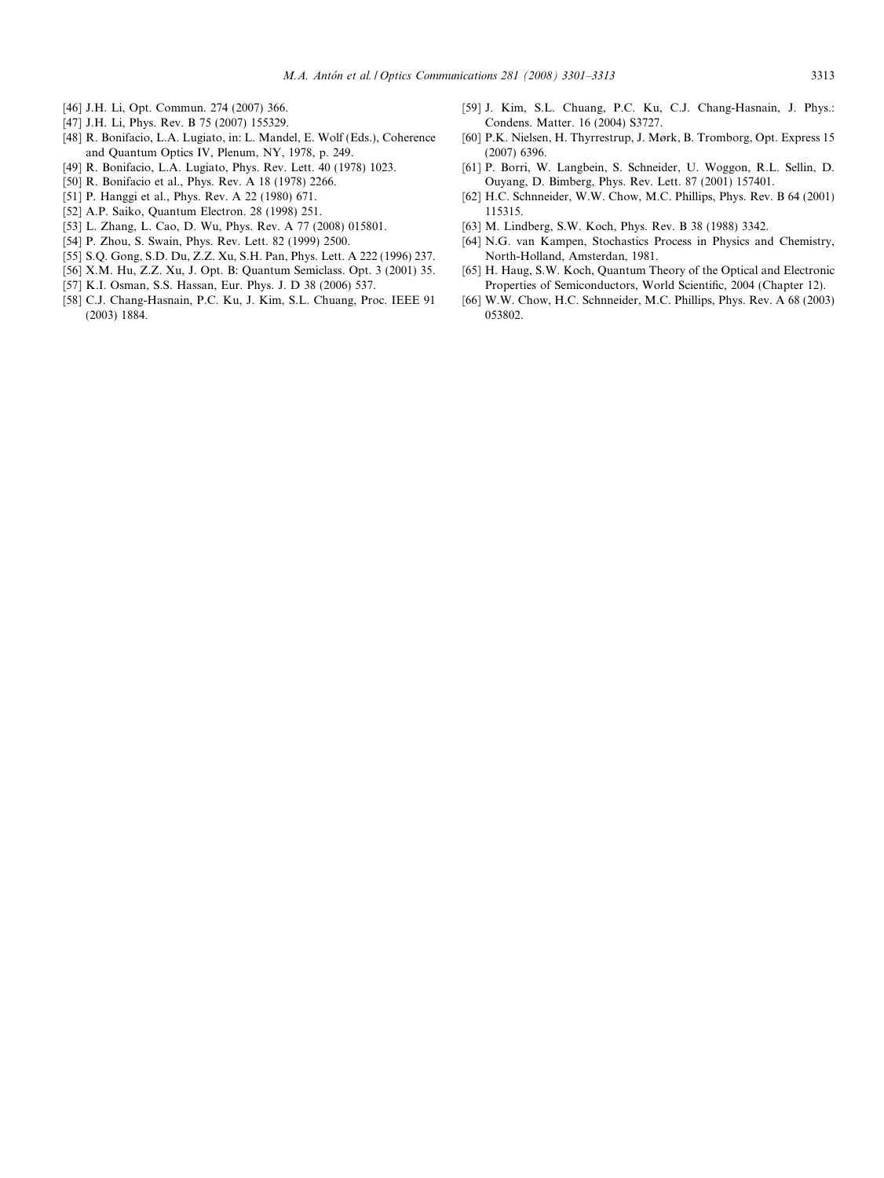[46] J.H. Li, Opt. Commun. 274 (2007) 366.
[47] J.H. Li, Phys. Rev. B 75 (2007) 155329.
[48] R. Bonifacio, L.A. Lugiato, in: L. Mandel, E. Wolf (Eds.), Coherence and Quantum Optics IV, Plenum, NY, 1978, p. 249.
[49] R. Bonifacio, L.A. Lugiato, Phys. Rev. Lett. 40 (1978) 1023.
[50] R. Bonifacio et al., Phys. Rev. A 18 (1978) 2266.
[51] P. Hanggi et al., Phys. Rev. A 22 (1980) 671.
[52] A.P. Saiko, Quantum Electron. 28 (1998) 251.
[53] L. Zhang, L. Cao, D. Wu, Phys. Rev. A 77 (2008) 015801.
[54] P. Zhou, S. Swain, Phys. Rev. Lett. 82 (1999) 2500.
[55] S.Q. Gong, S.D. Du, Z.Z. Xu, S.H. Pan, Phys. Lett. A 222 (1996) 237.
[56] X.M. Hu, Z.Z. Xu, J. Opt. B: Quantum Semiclass. Opt. 3 (2001) 35.
[57] K.I. Osman, S.S. Hassan, Eur. Phys. J. D 38 (2006) 537.
[58] C.J. Chang-Hasnain, P.C. Ku, J. Kim, S.L. Chuang, Proc. IEEE 91 (2003) 1884.
[59] J. Kim, S.L. Chuang, P.C. Ku, C.J. Chang-Hasnain, J. Phys.: Condens. Matter. 16 (2004) S3727.
[60] P.K. Nielsen, H. Thyrrestrup, J. Mørk, B. Tromborg, Opt. Express 15 (2007) 6396.
[61] P. Borri, W. Langbein, S. Schneider, U. Woggon, R.L. Sellin, D. Ouyang, D. Bimberg, Phys. Rev. Lett. 87 (2001) 157401.
[62] H.C. Schnneider, W.W. Chow, M.C. Phillips, Phys. Rev. B 64 (2001) 115315.
[63] M. Lindberg, S.W. Koch, Phys. Rev. B 38 (1988) 3342.
[64] N.G. van Kampen, Stochastics Process in Physics and Chemistry, North-Holland, Amsterdan, 1981.
[65] H. Haug, S.W. Koch, Quantum Theory of the Optical and Electronic Properties of Semiconductors, World Scientific, 2004 (Chapter 12).
[66] W.W. Chow, H.C. Schnneider, M.C. Phillips, Phys. Rev. A 68 (2003) 053802.